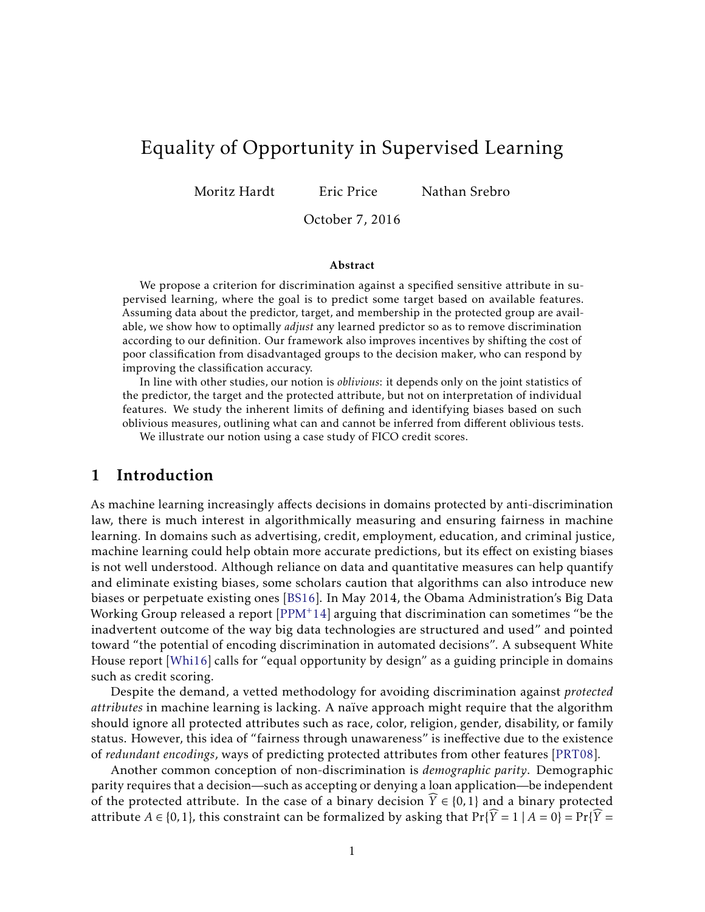# Equality of Opportunity in Supervised Learning

Moritz Hardt  Eric Price  Nathan Srebro

October 7, 2016

### Abstract

We propose a criterion for discrimination against a specified sensitive attribute in supervised learning, where the goal is to predict some target based on available features. Assuming data about the predictor, target, and membership in the protected group are available, we show how to optimally *adjust* any learned predictor so as to remove discrimination according to our definition. Our framework also improves incentives by shifting the cost of poor classification from disadvantaged groups to the decision maker, who can respond by improving the classification accuracy.

In line with other studies, our notion is *oblivious*: it depends only on the joint statistics of the predictor, the target and the protected attribute, but not on interpretation of individual features. We study the inherent limits of defining and identifying biases based on such oblivious measures, outlining what can and cannot be inferred from different oblivious tests.

We illustrate our notion using a case study of FICO credit scores.

## 1 Introduction

As machine learning increasingly affects decisions in domains protected by anti-discrimination law, there is much interest in algorithmically measuring and ensuring fairness in machine learning. In domains such as advertising, credit, employment, education, and criminal justice, machine learning could help obtain more accurate predictions, but its effect on existing biases is not well understood. Although reliance on data and quantitative measures can help quantify and eliminate existing biases, some scholars caution that algorithms can also introduce new biases or perpetuate existing ones [BS16]. In May 2014, the Obama Administration's Big Data Working Group released a report [PPM+14] arguing that discrimination can sometimes "be the inadvertent outcome of the way big data technologies are structured and used" and pointed toward "the potential of encoding discrimination in automated decisions". A subsequent White House report [Whi16] calls for "equal opportunity by design" as a guiding principle in domains such as credit scoring.

Despite the demand, a vetted methodology for avoiding discrimination against *protected attributes* in machine learning is lacking. A naïve approach might require that the algorithm should ignore all protected attributes such as race, color, religion, gender, disability, or family status. However, this idea of "fairness through unawareness" is ineffective due to the existence of *redundant encodings*, ways of predicting protected attributes from other features [PRT08].

Another common conception of non-discrimination is *demographic parity*. Demographic parity requires that a decision—such as accepting or denying a loan application—be independent of the protected attribute. In the case of a binary decision $\widehat{Y} \in \{0,1\}$ and a binary protected attribute $A \in \{0,1\}$, this constraint can be formalized by asking that $\Pr\{\widehat{Y} = 1 \mid A = 0\} = \Pr\{\widehat{Y} =$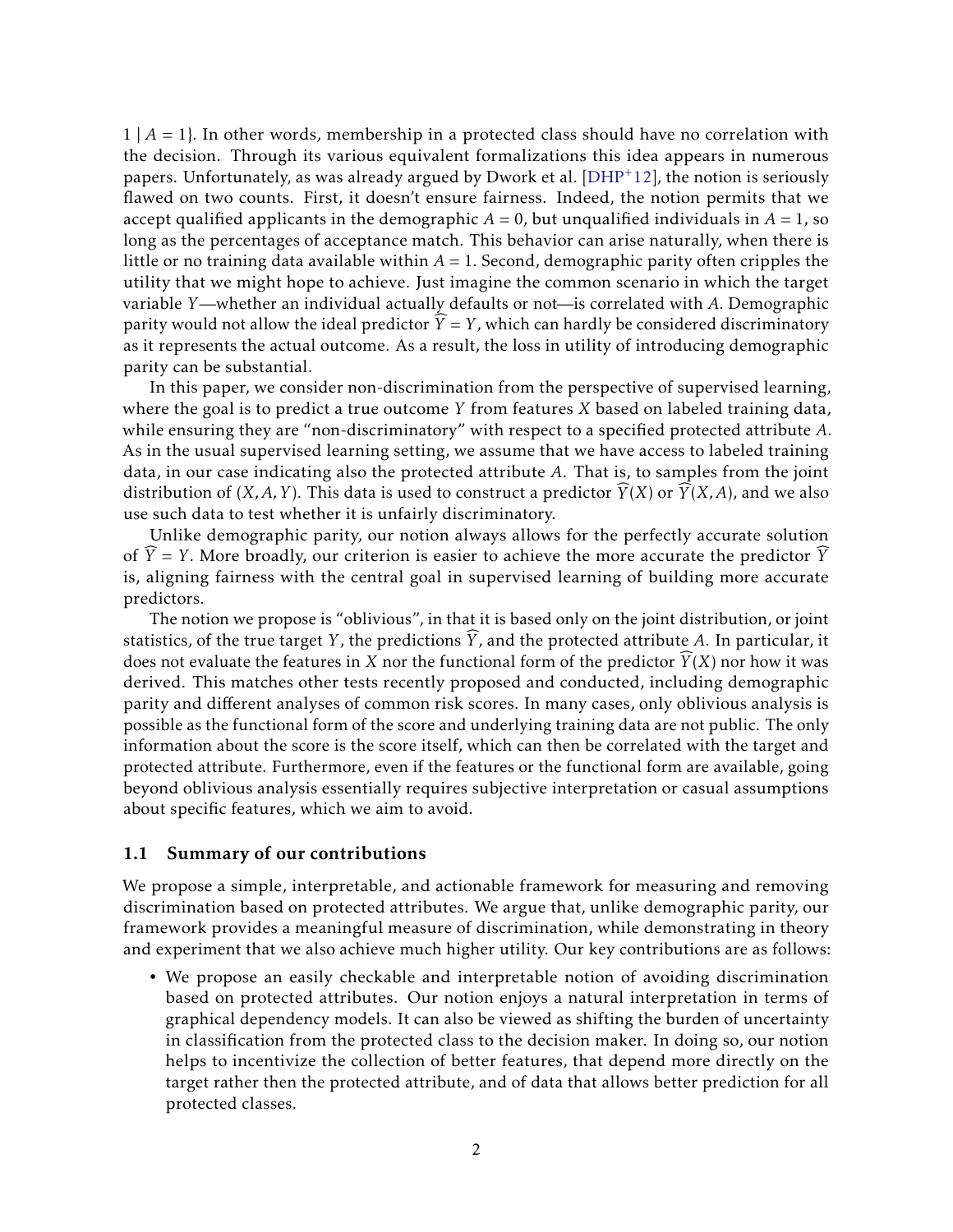$1 \mid A = 1\}$. In other words, membership in a protected class should have no correlation with the decision. Through its various equivalent formalizations this idea appears in numerous papers. Unfortunately, as was already argued by Dwork et al. [DHP+12], the notion is seriously flawed on two counts. First, it doesn't ensure fairness. Indeed, the notion permits that we accept qualified applicants in the demographic $A = 0$, but unqualified individuals in $A = 1$, so long as the percentages of acceptance match. This behavior can arise naturally, when there is little or no training data available within $A = 1$. Second, demographic parity often cripples the utility that we might hope to achieve. Just imagine the common scenario in which the target variable $Y$—whether an individual actually defaults or not—is correlated with $A$. Demographic parity would not allow the ideal predictor $\widehat{Y} = Y$, which can hardly be considered discriminatory as it represents the actual outcome. As a result, the loss in utility of introducing demographic parity can be substantial.

In this paper, we consider non-discrimination from the perspective of supervised learning, where the goal is to predict a true outcome $Y$ from features $X$ based on labeled training data, while ensuring they are "non-discriminatory" with respect to a specified protected attribute $A$. As in the usual supervised learning setting, we assume that we have access to labeled training data, in our case indicating also the protected attribute $A$. That is, to samples from the joint distribution of $(X, A, Y)$. This data is used to construct a predictor $\widehat{Y}(X)$ or $\widehat{Y}(X, A)$, and we also use such data to test whether it is unfairly discriminatory.

Unlike demographic parity, our notion always allows for the perfectly accurate solution of $\widehat{Y} = Y$. More broadly, our criterion is easier to achieve the more accurate the predictor $\widehat{Y}$ is, aligning fairness with the central goal in supervised learning of building more accurate predictors.

The notion we propose is "oblivious", in that it is based only on the joint distribution, or joint statistics, of the true target $Y$, the predictions $\widehat{Y}$, and the protected attribute $A$. In particular, it does not evaluate the features in $X$ nor the functional form of the predictor $\widehat{Y}(X)$ nor how it was derived. This matches other tests recently proposed and conducted, including demographic parity and different analyses of common risk scores. In many cases, only oblivious analysis is possible as the functional form of the score and underlying training data are not public. The only information about the score is the score itself, which can then be correlated with the target and protected attribute. Furthermore, even if the features or the functional form are available, going beyond oblivious analysis essentially requires subjective interpretation or casual assumptions about specific features, which we aim to avoid.

## 1.1 Summary of our contributions

We propose a simple, interpretable, and actionable framework for measuring and removing discrimination based on protected attributes. We argue that, unlike demographic parity, our framework provides a meaningful measure of discrimination, while demonstrating in theory and experiment that we also achieve much higher utility. Our key contributions are as follows:

- We propose an easily checkable and interpretable notion of avoiding discrimination based on protected attributes. Our notion enjoys a natural interpretation in terms of graphical dependency models. It can also be viewed as shifting the burden of uncertainty in classification from the protected class to the decision maker. In doing so, our notion helps to incentivize the collection of better features, that depend more directly on the target rather then the protected attribute, and of data that allows better prediction for all protected classes.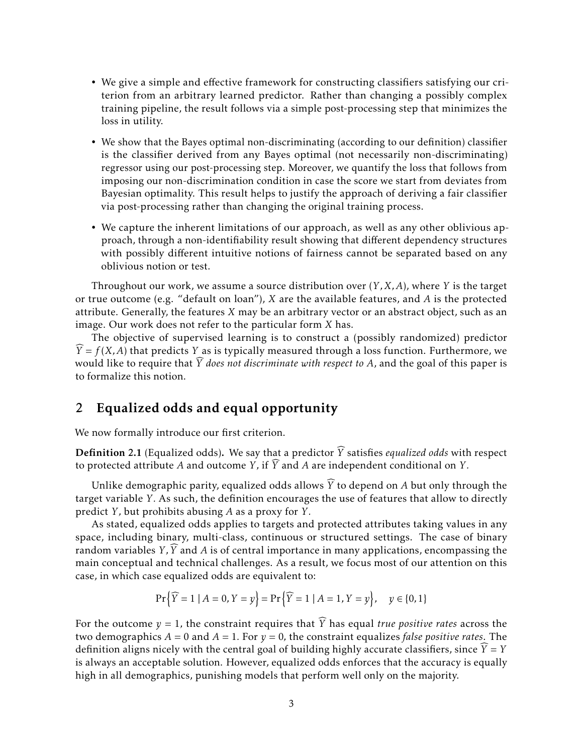- We give a simple and effective framework for constructing classifiers satisfying our criterion from an arbitrary learned predictor. Rather than changing a possibly complex training pipeline, the result follows via a simple post-processing step that minimizes the loss in utility.
- We show that the Bayes optimal non-discriminating (according to our definition) classifier is the classifier derived from any Bayes optimal (not necessarily non-discriminating) regressor using our post-processing step. Moreover, we quantify the loss that follows from imposing our non-discrimination condition in case the score we start from deviates from Bayesian optimality. This result helps to justify the approach of deriving a fair classifier via post-processing rather than changing the original training process.
- We capture the inherent limitations of our approach, as well as any other oblivious approach, through a non-identifiability result showing that different dependency structures with possibly different intuitive notions of fairness cannot be separated based on any oblivious notion or test.

Throughout our work, we assume a source distribution over $(Y, X, A)$, where $Y$ is the target or true outcome (e.g. "default on loan"), $X$ are the available features, and $A$ is the protected attribute. Generally, the features $X$ may be an arbitrary vector or an abstract object, such as an image. Our work does not refer to the particular form $X$ has.

The objective of supervised learning is to construct a (possibly randomized) predictor $\widehat{Y} = f(X, A)$ that predicts $Y$ as is typically measured through a loss function. Furthermore, we would like to require that $\widehat{Y}$ *does not discriminate with respect to* $A$, and the goal of this paper is to formalize this notion.

## 2 Equalized odds and equal opportunity

We now formally introduce our first criterion.

**Definition 2.1** (Equalized odds)**.** We say that a predictor $\widehat{Y}$ satisfies *equalized odds* with respect to protected attribute $A$ and outcome $Y$, if $\widehat{Y}$ and $A$ are independent conditional on $Y$.

Unlike demographic parity, equalized odds allows $\widehat{Y}$ to depend on $A$ but only through the target variable $Y$. As such, the definition encourages the use of features that allow to directly predict $Y$, but prohibits abusing $A$ as a proxy for $Y$.

As stated, equalized odds applies to targets and protected attributes taking values in any space, including binary, multi-class, continuous or structured settings. The case of binary random variables $Y, \widehat{Y}$ and $A$ is of central importance in many applications, encompassing the main conceptual and technical challenges. As a result, we focus most of our attention on this case, in which case equalized odds are equivalent to:

$$\Pr\left\{\widehat{Y} = 1 \mid A = 0, Y = y\right\} = \Pr\left\{\widehat{Y} = 1 \mid A = 1, Y = y\right\}, \quad y \in \{0, 1\}$$

For the outcome $y = 1$, the constraint requires that $\widehat{Y}$ has equal *true positive rates* across the two demographics $A = 0$ and $A = 1$. For $y = 0$, the constraint equalizes *false positive rates*. The definition aligns nicely with the central goal of building highly accurate classifiers, since $\widehat{Y} = Y$ is always an acceptable solution. However, equalized odds enforces that the accuracy is equally high in all demographics, punishing models that perform well only on the majority.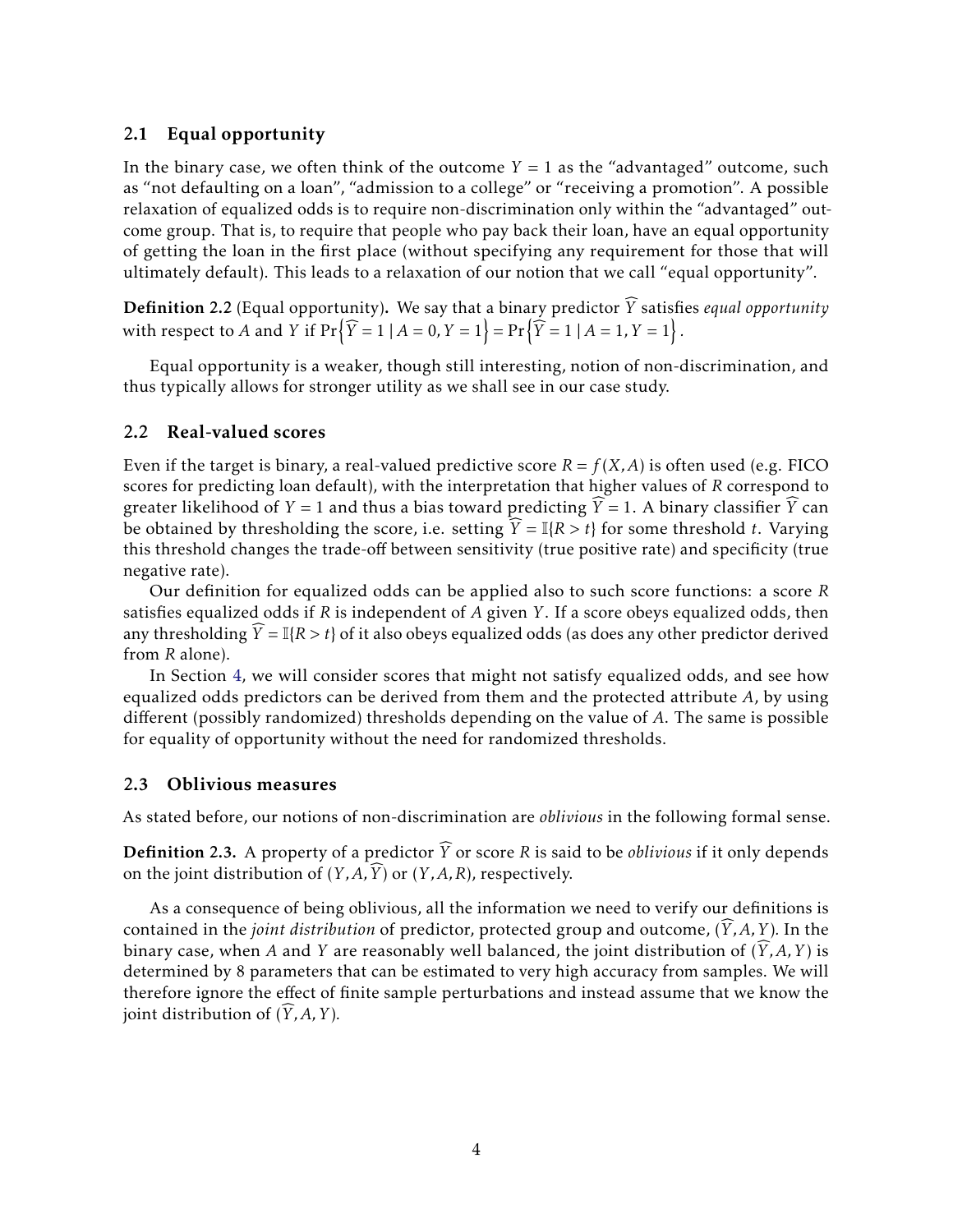## 2.1 Equal opportunity

In the binary case, we often think of the outcome $Y = 1$ as the "advantaged" outcome, such as "not defaulting on a loan", "admission to a college" or "receiving a promotion". A possible relaxation of equalized odds is to require non-discrimination only within the "advantaged" outcome group. That is, to require that people who pay back their loan, have an equal opportunity of getting the loan in the first place (without specifying any requirement for those that will ultimately default). This leads to a relaxation of our notion that we call "equal opportunity".

**Definition 2.2** (Equal opportunity)**.** We say that a binary predictor $\widehat{Y}$ satisfies *equal opportunity* with respect to $A$ and $Y$ if $\Pr\left\{\widehat{Y} = 1 \mid A = 0, Y = 1\right\} = \Pr\left\{\widehat{Y} = 1 \mid A = 1, Y = 1\right\}$.

Equal opportunity is a weaker, though still interesting, notion of non-discrimination, and thus typically allows for stronger utility as we shall see in our case study.

## 2.2 Real-valued scores

Even if the target is binary, a real-valued predictive score $R = f(X, A)$ is often used (e.g. FICO scores for predicting loan default), with the interpretation that higher values of $R$ correspond to greater likelihood of $Y = 1$ and thus a bias toward predicting $\widehat{Y} = 1$. A binary classifier $\widehat{Y}$ can be obtained by thresholding the score, i.e. setting $\widehat{Y} = \mathbb{I}\{R > t\}$ for some threshold $t$. Varying this threshold changes the trade-off between sensitivity (true positive rate) and specificity (true negative rate).

Our definition for equalized odds can be applied also to such score functions: a score $R$ satisfies equalized odds if $R$ is independent of $A$ given $Y$. If a score obeys equalized odds, then any thresholding $\widehat{Y} = \mathbb{I}\{R > t\}$ of it also obeys equalized odds (as does any other predictor derived from $R$ alone).

In Section 4, we will consider scores that might not satisfy equalized odds, and see how equalized odds predictors can be derived from them and the protected attribute $A$, by using different (possibly randomized) thresholds depending on the value of $A$. The same is possible for equality of opportunity without the need for randomized thresholds.

## 2.3 Oblivious measures

As stated before, our notions of non-discrimination are *oblivious* in the following formal sense.

**Definition 2.3.** A property of a predictor $\widehat{Y}$ or score $R$ is said to be *oblivious* if it only depends on the joint distribution of $(Y, A, \widehat{Y})$ or $(Y, A, R)$, respectively.

As a consequence of being oblivious, all the information we need to verify our definitions is contained in the *joint distribution* of predictor, protected group and outcome, $(\widehat{Y}, A, Y)$. In the binary case, when $A$ and $Y$ are reasonably well balanced, the joint distribution of $(\widehat{Y}, A, Y)$ is determined by 8 parameters that can be estimated to very high accuracy from samples. We will therefore ignore the effect of finite sample perturbations and instead assume that we know the joint distribution of $(\widehat{Y}, A, Y)$.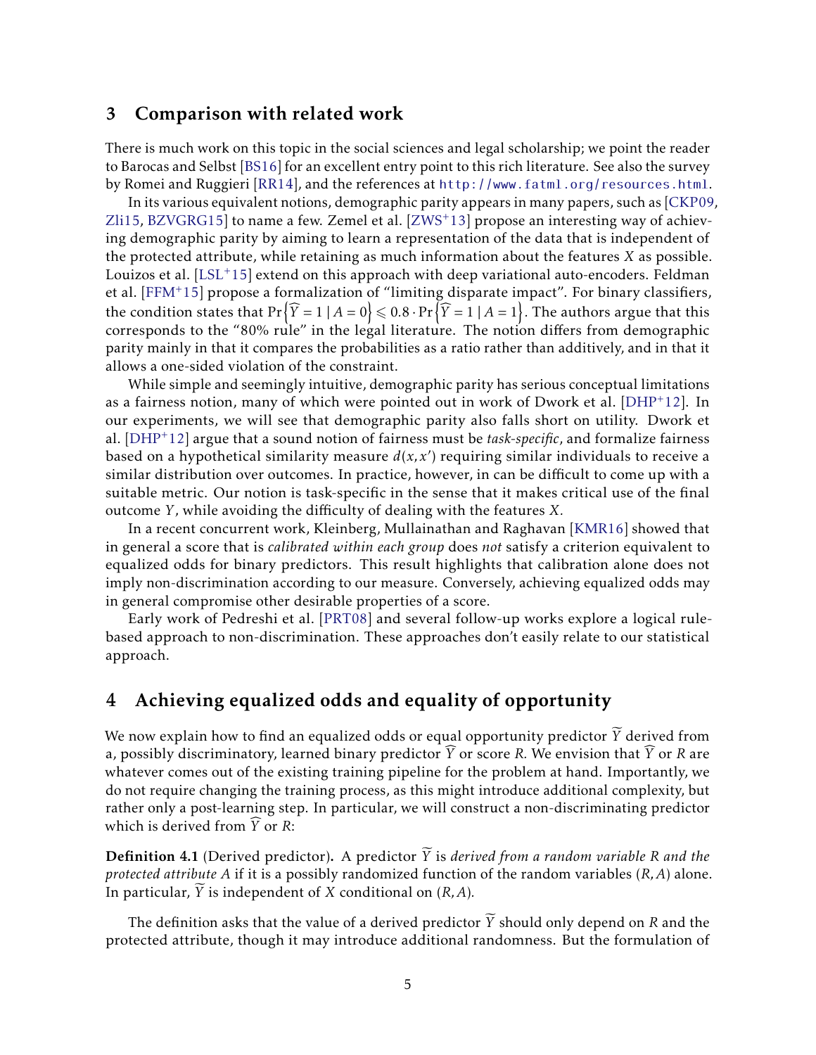## 3 Comparison with related work

There is much work on this topic in the social sciences and legal scholarship; we point the reader to Barocas and Selbst [BS16] for an excellent entry point to this rich literature. See also the survey by Romei and Ruggieri [RR14], and the references at http://www.fatml.org/resources.html.

In its various equivalent notions, demographic parity appears in many papers, such as [CKP09, Zli15, BZVGRG15] to name a few. Zemel et al. [ZWS+13] propose an interesting way of achieving demographic parity by aiming to learn a representation of the data that is independent of the protected attribute, while retaining as much information about the features $X$ as possible. Louizos et al. [LSL+15] extend on this approach with deep variational auto-encoders. Feldman et al. [FFM+15] propose a formalization of "limiting disparate impact". For binary classifiers, the condition states that $\Pr\left\{\widehat{Y}=1 \mid A=0\right\} \leqslant 0.8 \cdot \Pr\left\{\widehat{Y}=1 \mid A=1\right\}$. The authors argue that this corresponds to the "80% rule" in the legal literature. The notion differs from demographic parity mainly in that it compares the probabilities as a ratio rather than additively, and in that it allows a one-sided violation of the constraint.

While simple and seemingly intuitive, demographic parity has serious conceptual limitations as a fairness notion, many of which were pointed out in work of Dwork et al. [DHP+12]. In our experiments, we will see that demographic parity also falls short on utility. Dwork et al. [DHP+12] argue that a sound notion of fairness must be *task-specific*, and formalize fairness based on a hypothetical similarity measure $d(x,x')$ requiring similar individuals to receive a similar distribution over outcomes. In practice, however, in can be difficult to come up with a suitable metric. Our notion is task-specific in the sense that it makes critical use of the final outcome $Y$, while avoiding the difficulty of dealing with the features $X$.

In a recent concurrent work, Kleinberg, Mullainathan and Raghavan [KMR16] showed that in general a score that is *calibrated within each group* does *not* satisfy a criterion equivalent to equalized odds for binary predictors. This result highlights that calibration alone does not imply non-discrimination according to our measure. Conversely, achieving equalized odds may in general compromise other desirable properties of a score.

Early work of Pedreshi et al. [PRT08] and several follow-up works explore a logical rule-based approach to non-discrimination. These approaches don't easily relate to our statistical approach.

## 4 Achieving equalized odds and equality of opportunity

We now explain how to find an equalized odds or equal opportunity predictor $\widetilde{Y}$ derived from a, possibly discriminatory, learned binary predictor $\widehat{Y}$ or score $R$. We envision that $\widehat{Y}$ or $R$ are whatever comes out of the existing training pipeline for the problem at hand. Importantly, we do not require changing the training process, as this might introduce additional complexity, but rather only a post-learning step. In particular, we will construct a non-discriminating predictor which is derived from $\widehat{Y}$ or $R$:

**Definition 4.1** (Derived predictor)**.** A predictor $\widetilde{Y}$ is *derived from a random variable $R$ and the protected attribute $A$* if it is a possibly randomized function of the random variables $(R,A)$ alone. In particular, $\widetilde{Y}$ is independent of $X$ conditional on $(R,A)$.

The definition asks that the value of a derived predictor $\widetilde{Y}$ should only depend on $R$ and the protected attribute, though it may introduce additional randomness. But the formulation of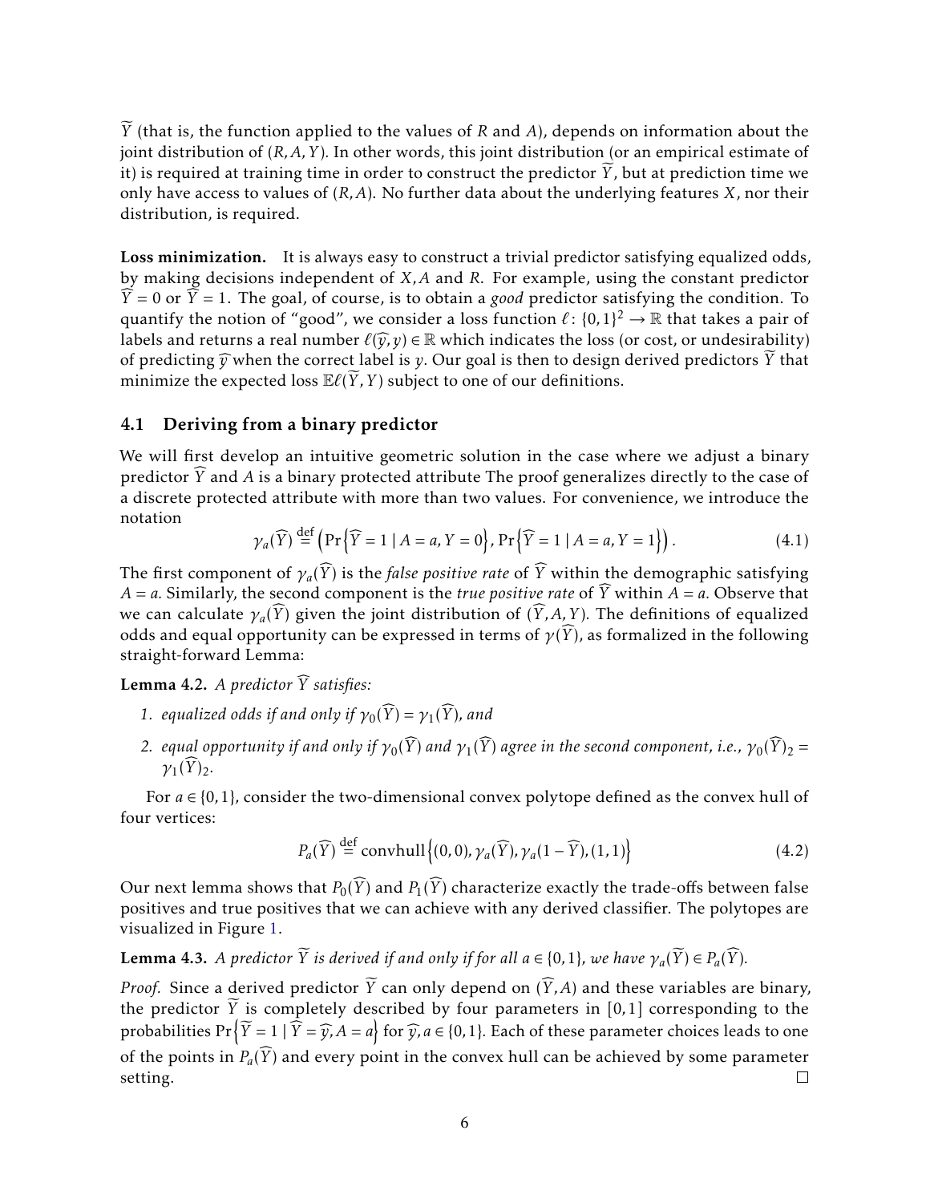$\widetilde{Y}$ (that is, the function applied to the values of $R$ and $A$), depends on information about the joint distribution of $(R, A, Y)$. In other words, this joint distribution (or an empirical estimate of it) is required at training time in order to construct the predictor $\widetilde{Y}$, but at prediction time we only have access to values of $(R, A)$. No further data about the underlying features $X$, nor their distribution, is required.

**Loss minimization.** It is always easy to construct a trivial predictor satisfying equalized odds, by making decisions independent of $X, A$ and $R$. For example, using the constant predictor $\widehat{Y} = 0$ or $\widehat{Y} = 1$. The goal, of course, is to obtain a *good* predictor satisfying the condition. To quantify the notion of "good", we consider a loss function $\ell\colon \{0,1\}^2 \to \mathbb{R}$ that takes a pair of labels and returns a real number $\ell(\widehat{y}, y) \in \mathbb{R}$ which indicates the loss (or cost, or undesirability) of predicting $\widehat{y}$ when the correct label is $y$. Our goal is then to design derived predictors $\widetilde{Y}$ that minimize the expected loss $\mathbb{E}\ell(\widetilde{Y}, Y)$ subject to one of our definitions.

## 4.1 Deriving from a binary predictor

We will first develop an intuitive geometric solution in the case where we adjust a binary predictor $\widehat{Y}$ and $A$ is a binary protected attribute The proof generalizes directly to the case of a discrete protected attribute with more than two values. For convenience, we introduce the notation

$$\gamma_a(\widehat{Y}) \stackrel{\text{def}}{=} \left(\Pr\left\{\widehat{Y} = 1 \mid A = a, Y = 0\right\}, \Pr\left\{\widehat{Y} = 1 \mid A = a, Y = 1\right\}\right). \tag{4.1}$$

The first component of $\gamma_a(\widehat{Y})$ is the *false positive rate* of $\widehat{Y}$ within the demographic satisfying $A = a$. Similarly, the second component is the *true positive rate* of $\widehat{Y}$ within $A = a$. Observe that we can calculate $\gamma_a(\widehat{Y})$ given the joint distribution of $(\widehat{Y}, A, Y)$. The definitions of equalized odds and equal opportunity can be expressed in terms of $\gamma(\widehat{Y})$, as formalized in the following straight-forward Lemma:

**Lemma 4.2.** *A predictor $\widehat{Y}$ satisfies:*

1. *equalized odds if and only if $\gamma_0(\widehat{Y}) = \gamma_1(\widehat{Y})$, and*
2. *equal opportunity if and only if $\gamma_0(\widehat{Y})$ and $\gamma_1(\widehat{Y})$ agree in the second component, i.e., $\gamma_0(\widehat{Y})_2 = \gamma_1(\widehat{Y})_2$.*

For $a \in \{0,1\}$, consider the two-dimensional convex polytope defined as the convex hull of four vertices:

$$P_a(\widehat{Y}) \stackrel{\text{def}}{=} \operatorname{convhull}\left\{(0,0), \gamma_a(\widehat{Y}), \gamma_a(1-\widehat{Y}), (1,1)\right\} \tag{4.2}$$

Our next lemma shows that $P_0(\widehat{Y})$ and $P_1(\widehat{Y})$ characterize exactly the trade-offs between false positives and true positives that we can achieve with any derived classifier. The polytopes are visualized in Figure 1.

**Lemma 4.3.** *A predictor $\widetilde{Y}$ is derived if and only if for all $a \in \{0,1\}$, we have $\gamma_a(\widetilde{Y}) \in P_a(\widehat{Y})$.*

*Proof.* Since a derived predictor $\widetilde{Y}$ can only depend on $(\widehat{Y}, A)$ and these variables are binary, the predictor $\widetilde{Y}$ is completely described by four parameters in $[0,1]$ corresponding to the probabilities $\Pr\left\{\widetilde{Y} = 1 \mid \widehat{Y} = \widehat{y}, A = a\right\}$ for $\widehat{y}, a \in \{0,1\}$. Each of these parameter choices leads to one of the points in $P_a(\widehat{Y})$ and every point in the convex hull can be achieved by some parameter setting. □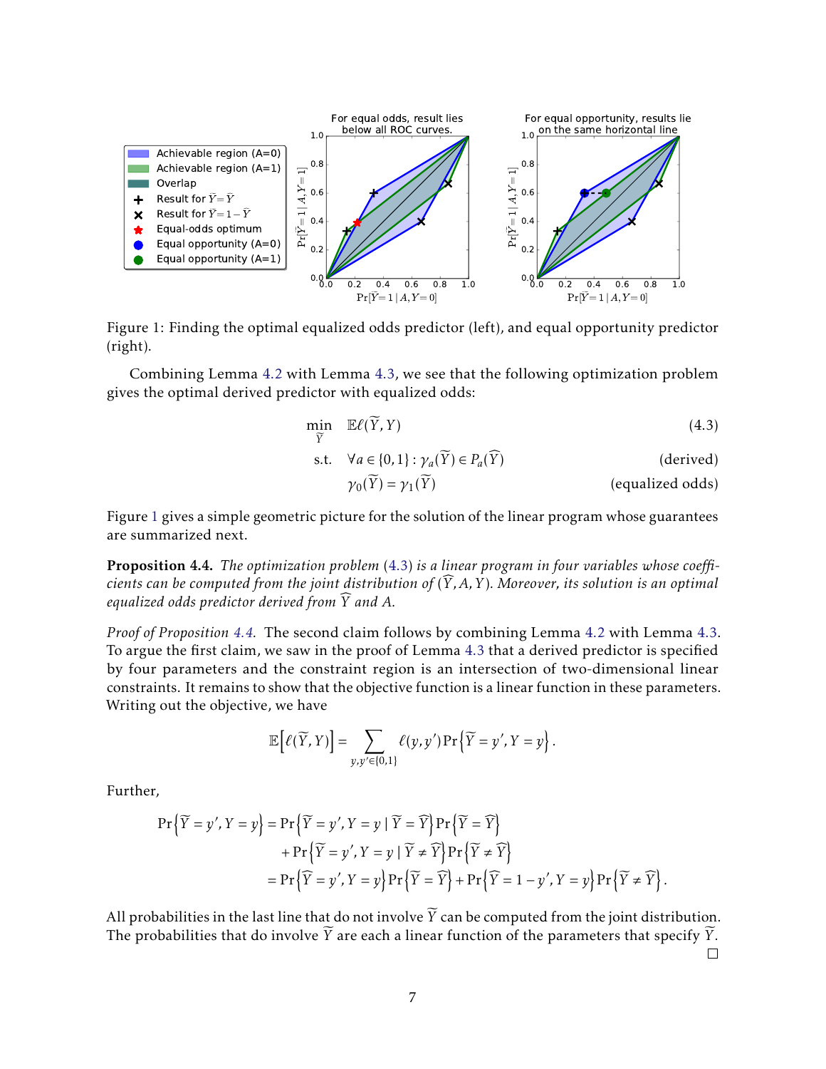Figure 1: Finding the optimal equalized odds predictor (left), and equal opportunity predictor (right).

Combining Lemma 4.2 with Lemma 4.3, we see that the following optimization problem gives the optimal derived predictor with equalized odds:

$$\min_{\widetilde{Y}} \quad \mathbb{E}\ell(\widetilde{Y}, Y) \tag{4.3}$$

$$\text{s.t.} \quad \forall a \in \{0,1\}: \gamma_a(\widetilde{Y}) \in P_a(\widehat{Y}) \qquad \text{(derived)}$$

$$\gamma_0(\widetilde{Y}) = \gamma_1(\widetilde{Y}) \qquad \text{(equalized odds)}$$

Figure 1 gives a simple geometric picture for the solution of the linear program whose guarantees are summarized next.

**Proposition 4.4.** *The optimization problem* (4.3) *is a linear program in four variables whose coefficients can be computed from the joint distribution of* $(\widehat{Y}, A, Y)$*. Moreover, its solution is an optimal equalized odds predictor derived from* $\widehat{Y}$ *and* $A$*.*

*Proof of Proposition 4.4.* The second claim follows by combining Lemma 4.2 with Lemma 4.3. To argue the first claim, we saw in the proof of Lemma 4.3 that a derived predictor is specified by four parameters and the constraint region is an intersection of two-dimensional linear constraints. It remains to show that the objective function is a linear function in these parameters. Writing out the objective, we have

$$\mathbb{E}\left[\ell(\widetilde{Y}, Y)\right] = \sum_{y,y' \in \{0,1\}} \ell(y, y') \Pr\left\{\widetilde{Y} = y', Y = y\right\}.$$

Further,

$$\begin{aligned}
\Pr\left\{\widetilde{Y} = y', Y = y\right\} &= \Pr\left\{\widehat{Y} = y', Y = y \mid \widetilde{Y} = \widehat{Y}\right\} \Pr\left\{\widetilde{Y} = \widehat{Y}\right\} \\
&\quad + \Pr\left\{\widehat{Y} = y', Y = y \mid \widetilde{Y} \neq \widehat{Y}\right\} \Pr\left\{\widetilde{Y} \neq \widehat{Y}\right\} \\
&= \Pr\left\{\widehat{Y} = y', Y = y\right\} \Pr\left\{\widetilde{Y} = \widehat{Y}\right\} + \Pr\left\{\widehat{Y} = 1 - y', Y = y\right\} \Pr\left\{\widetilde{Y} \neq \widehat{Y}\right\}.
\end{aligned}$$

All probabilities in the last line that do not involve $\widetilde{Y}$ can be computed from the joint distribution. The probabilities that do involve $\widetilde{Y}$ are each a linear function of the parameters that specify $\widetilde{Y}$. □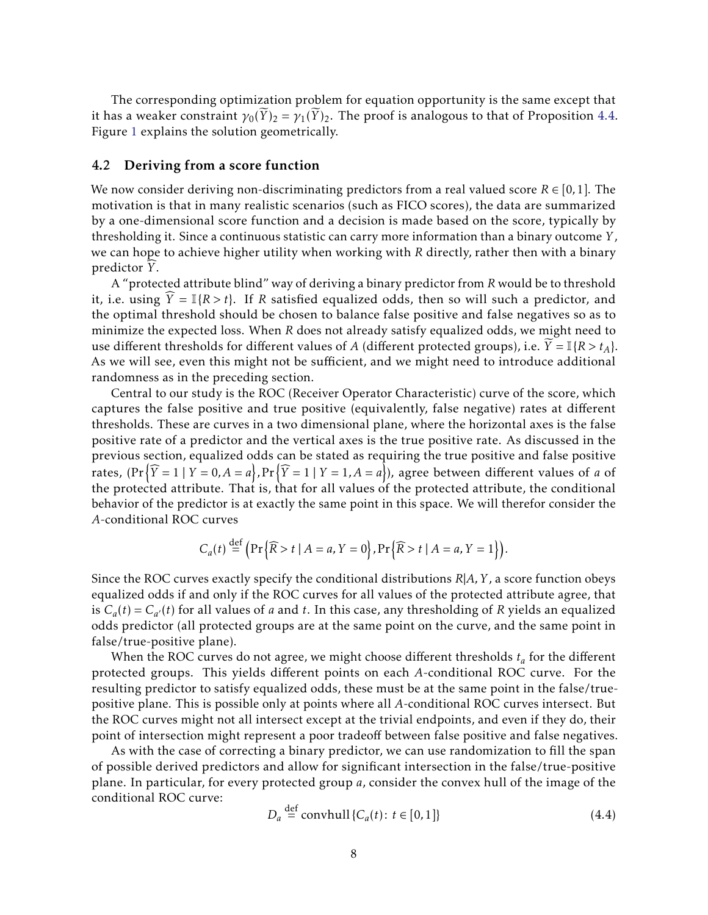The corresponding optimization problem for equation opportunity is the same except that it has a weaker constraint $\gamma_0(\widetilde{Y})_2 = \gamma_1(\widetilde{Y})_2$. The proof is analogous to that of Proposition 4.4. Figure 1 explains the solution geometrically.

### 4.2 Deriving from a score function

We now consider deriving non-discriminating predictors from a real valued score $R \in [0,1]$. The motivation is that in many realistic scenarios (such as FICO scores), the data are summarized by a one-dimensional score function and a decision is made based on the score, typically by thresholding it. Since a continuous statistic can carry more information than a binary outcome $Y$, we can hope to achieve higher utility when working with $R$ directly, rather then with a binary predictor $\widehat{Y}$.

A "protected attribute blind" way of deriving a binary predictor from $R$ would be to threshold it, i.e. using $\widehat{Y} = \mathbb{I}\{R > t\}$. If $R$ satisfied equalized odds, then so will such a predictor, and the optimal threshold should be chosen to balance false positive and false negatives so as to minimize the expected loss. When $R$ does not already satisfy equalized odds, we might need to use different thresholds for different values of $A$ (different protected groups), i.e. $\widetilde{Y} = \mathbb{I}\{R > t_A\}$. As we will see, even this might not be sufficient, and we might need to introduce additional randomness as in the preceding section.

Central to our study is the ROC (Receiver Operator Characteristic) curve of the score, which captures the false positive and true positive (equivalently, false negative) rates at different thresholds. These are curves in a two dimensional plane, where the horizontal axes is the false positive rate of a predictor and the vertical axes is the true positive rate. As discussed in the previous section, equalized odds can be stated as requiring the true positive and false positive rates, $(\Pr\{\widehat{Y} = 1 \mid Y = 0, A = a\}, \Pr\{\widehat{Y} = 1 \mid Y = 1, A = a\})$, agree between different values of $a$ of the protected attribute. That is, that for all values of the protected attribute, the conditional behavior of the predictor is at exactly the same point in this space. We will therefor consider the $A$-conditional ROC curves

$$C_a(t) \stackrel{\text{def}}{=} \left(\Pr\{\widehat{R} > t \mid A = a, Y = 0\}, \Pr\{\widehat{R} > t \mid A = a, Y = 1\}\right).$$

Since the ROC curves exactly specify the conditional distributions $R|A,Y$, a score function obeys equalized odds if and only if the ROC curves for all values of the protected attribute agree, that is $C_a(t) = C_{a'}(t)$ for all values of $a$ and $t$. In this case, any thresholding of $R$ yields an equalized odds predictor (all protected groups are at the same point on the curve, and the same point in false/true-positive plane).

When the ROC curves do not agree, we might choose different thresholds $t_a$ for the different protected groups. This yields different points on each $A$-conditional ROC curve. For the resulting predictor to satisfy equalized odds, these must be at the same point in the false/true-positive plane. This is possible only at points where all $A$-conditional ROC curves intersect. But the ROC curves might not all intersect except at the trivial endpoints, and even if they do, their point of intersection might represent a poor tradeoff between false positive and false negatives.

As with the case of correcting a binary predictor, we can use randomization to fill the span of possible derived predictors and allow for significant intersection in the false/true-positive plane. In particular, for every protected group $a$, consider the convex hull of the image of the conditional ROC curve:

$$D_a \stackrel{\text{def}}{=} \operatorname{convhull}\{C_a(t) \colon t \in [0,1]\} \tag{4.4}$$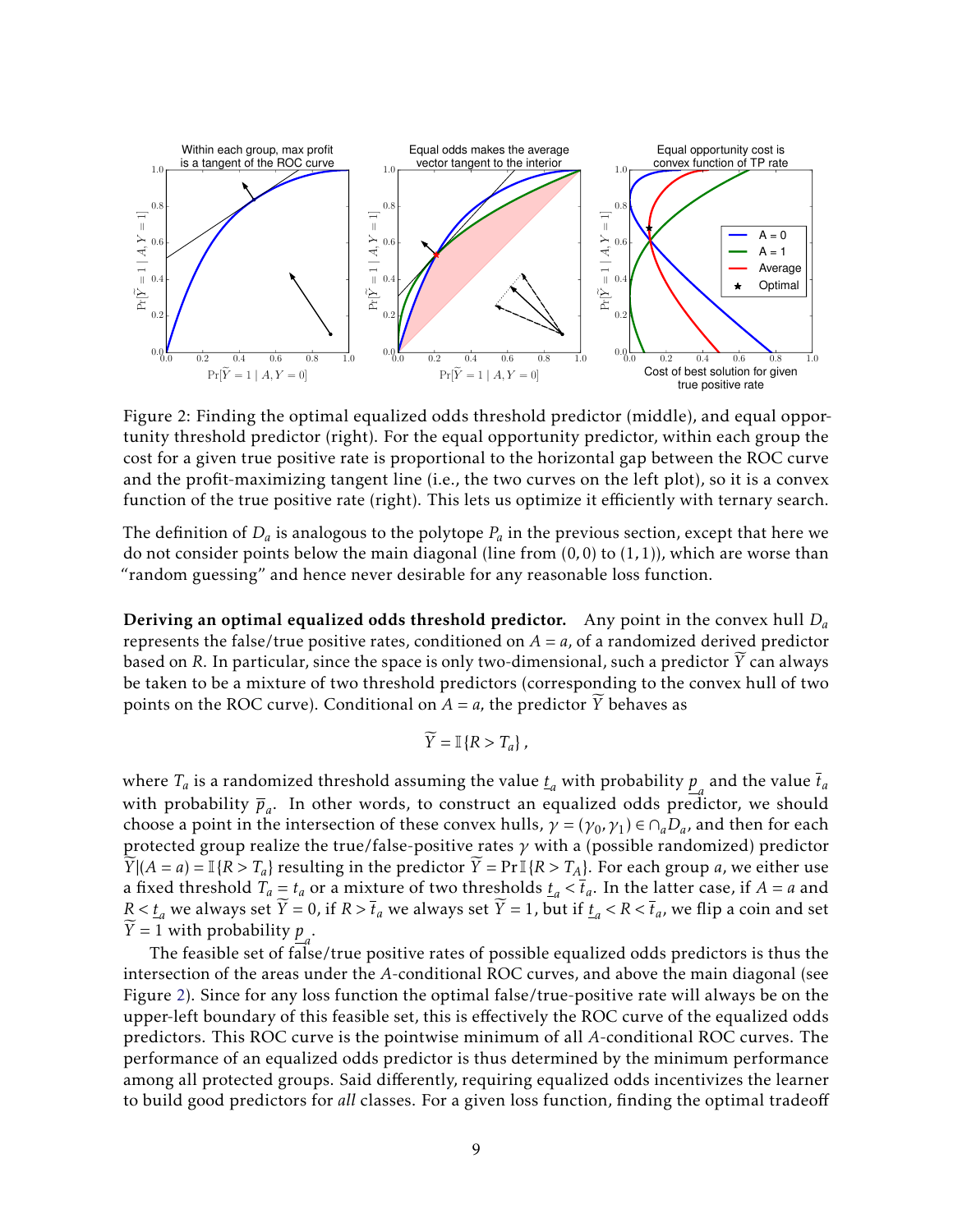Figure 2: Finding the optimal equalized odds threshold predictor (middle), and equal opportunity threshold predictor (right). For the equal opportunity predictor, within each group the cost for a given true positive rate is proportional to the horizontal gap between the ROC curve and the profit-maximizing tangent line (i.e., the two curves on the left plot), so it is a convex function of the true positive rate (right). This lets us optimize it efficiently with ternary search.

The definition of $D_a$ is analogous to the polytope $P_a$ in the previous section, except that here we do not consider points below the main diagonal (line from $(0,0)$ to $(1,1)$), which are worse than "random guessing" and hence never desirable for any reasonable loss function.

**Deriving an optimal equalized odds threshold predictor.** Any point in the convex hull $D_a$ represents the false/true positive rates, conditioned on $A = a$, of a randomized derived predictor based on $R$. In particular, since the space is only two-dimensional, such a predictor $\widetilde{Y}$ can always be taken to be a mixture of two threshold predictors (corresponding to the convex hull of two points on the ROC curve). Conditional on $A = a$, the predictor $\widetilde{Y}$ behaves as

$$\widetilde{Y} = \mathbb{I}\{R > T_a\},$$

where $T_a$ is a randomized threshold assuming the value $\underline{t}_a$ with probability $\underline{p}_a$ and the value $\overline{t}_a$ with probability $\overline{p}_a$. In other words, to construct an equalized odds predictor, we should choose a point in the intersection of these convex hulls, $\gamma = (\gamma_0, \gamma_1) \in \cap_a D_a$, and then for each protected group realize the true/false-positive rates $\gamma$ with a (possible randomized) predictor $\widetilde{Y}|(A = a) = \mathbb{I}\{R > T_a\}$ resulting in the predictor $\widetilde{Y} = \Pr \mathbb{I}\{R > T_A\}$. For each group $a$, we either use a fixed threshold $T_a = t_a$ or a mixture of two thresholds $\underline{t}_a < \overline{t}_a$. In the latter case, if $A = a$ and $R < \underline{t}_a$ we always set $\widetilde{Y} = 0$, if $R > \overline{t}_a$ we always set $\widetilde{Y} = 1$, but if $\underline{t}_a < R < \overline{t}_a$, we flip a coin and set $\widetilde{Y} = 1$ with probability $\underline{p}_a$.

The feasible set of false/true positive rates of possible equalized odds predictors is thus the intersection of the areas under the $A$-conditional ROC curves, and above the main diagonal (see Figure 2). Since for any loss function the optimal false/true-positive rate will always be on the upper-left boundary of this feasible set, this is effectively the ROC curve of the equalized odds predictors. This ROC curve is the pointwise minimum of all $A$-conditional ROC curves. The performance of an equalized odds predictor is thus determined by the minimum performance among all protected groups. Said differently, requiring equalized odds incentivizes the learner to build good predictors for *all* classes. For a given loss function, finding the optimal tradeoff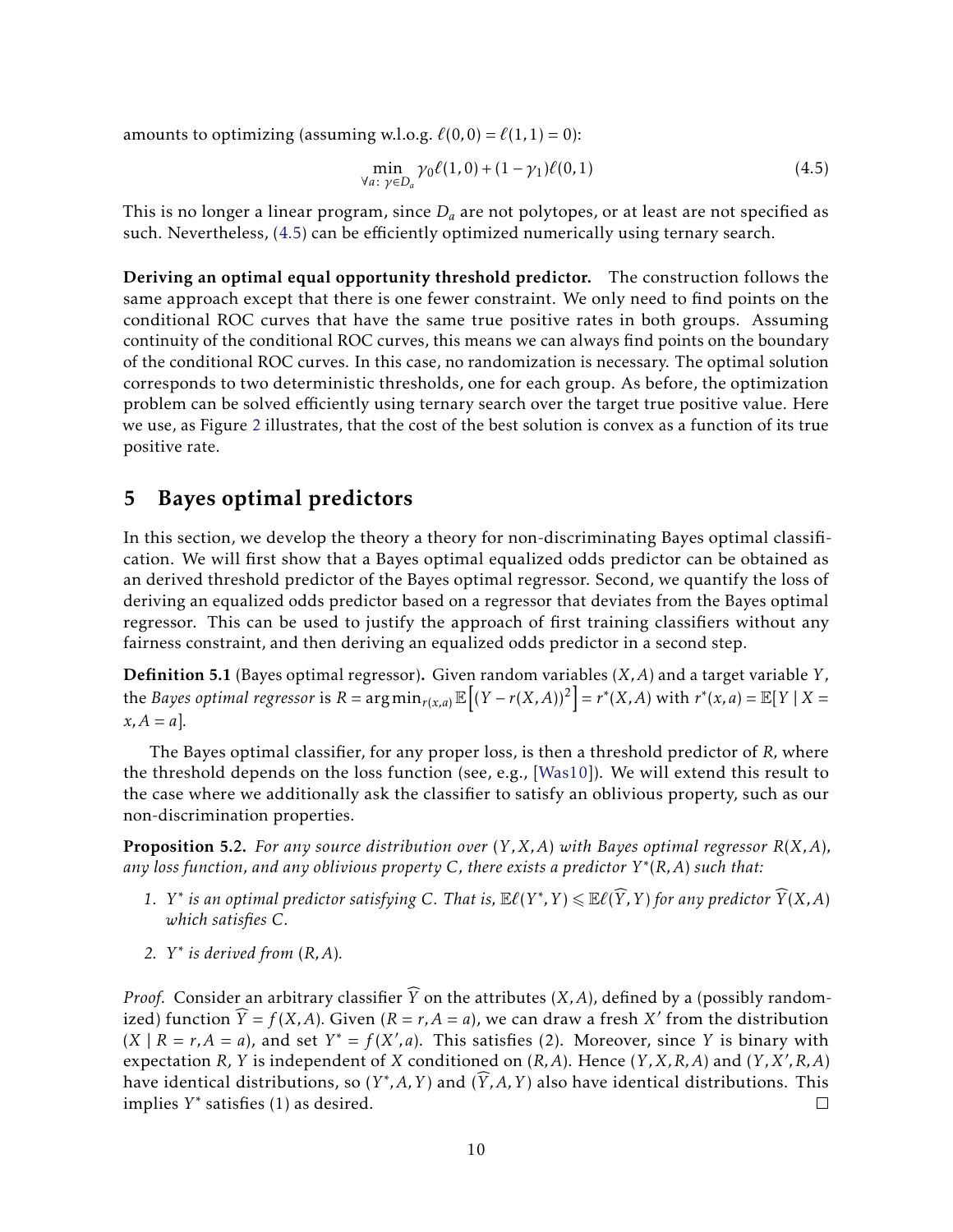amounts to optimizing (assuming w.l.o.g. $\ell(0,0) = \ell(1,1) = 0$):

$$\min_{\forall a\colon \gamma \in D_a} \gamma_0 \ell(1,0) + (1-\gamma_1)\ell(0,1) \tag{4.5}$$

This is no longer a linear program, since $D_a$ are not polytopes, or at least are not specified as such. Nevertheless, (4.5) can be efficiently optimized numerically using ternary search.

**Deriving an optimal equal opportunity threshold predictor.** The construction follows the same approach except that there is one fewer constraint. We only need to find points on the conditional ROC curves that have the same true positive rates in both groups. Assuming continuity of the conditional ROC curves, this means we can always find points on the boundary of the conditional ROC curves. In this case, no randomization is necessary. The optimal solution corresponds to two deterministic thresholds, one for each group. As before, the optimization problem can be solved efficiently using ternary search over the target true positive value. Here we use, as Figure 2 illustrates, that the cost of the best solution is convex as a function of its true positive rate.

## 5 Bayes optimal predictors

In this section, we develop the theory a theory for non-discriminating Bayes optimal classification. We will first show that a Bayes optimal equalized odds predictor can be obtained as an derived threshold predictor of the Bayes optimal regressor. Second, we quantify the loss of deriving an equalized odds predictor based on a regressor that deviates from the Bayes optimal regressor. This can be used to justify the approach of first training classifiers without any fairness constraint, and then deriving an equalized odds predictor in a second step.

**Definition 5.1** (Bayes optimal regressor)**.** Given random variables $(X, A)$ and a target variable $Y$, the *Bayes optimal regressor* is $R = \arg\min_{r(x,a)} \mathbb{E}\left[(Y - r(X,A))^2\right] = r^*(X,A)$ with $r^*(x,a) = \mathbb{E}[Y \mid X = x, A = a]$.

The Bayes optimal classifier, for any proper loss, is then a threshold predictor of $R$, where the threshold depends on the loss function (see, e.g., [Was10]). We will extend this result to the case where we additionally ask the classifier to satisfy an oblivious property, such as our non-discrimination properties.

**Proposition 5.2.** *For any source distribution over $(Y, X, A)$ with Bayes optimal regressor $R(X, A)$, any loss function, and any oblivious property $C$, there exists a predictor $Y^*(R, A)$ such that:*

1. *$Y^*$ is an optimal predictor satisfying $C$. That is, $\mathbb{E}\ell(Y^*, Y) \leqslant \mathbb{E}\ell(\widehat{Y}, Y)$ for any predictor $\widehat{Y}(X, A)$ which satisfies $C$.*
2. *$Y^*$ is derived from $(R, A)$.*

*Proof.* Consider an arbitrary classifier $\widehat{Y}$ on the attributes $(X, A)$, defined by a (possibly randomized) function $\widehat{Y} = f(X, A)$. Given $(R = r, A = a)$, we can draw a fresh $X'$ from the distribution $(X \mid R = r, A = a)$, and set $Y^* = f(X', a)$. This satisfies (2). Moreover, since $Y$ is binary with expectation $R$, $Y$ is independent of $X$ conditioned on $(R, A)$. Hence $(Y, X, R, A)$ and $(Y, X', R, A)$ have identical distributions, so $(Y^*, A, Y)$ and $(\widehat{Y}, A, Y)$ also have identical distributions. This implies $Y^*$ satisfies (1) as desired. $\square$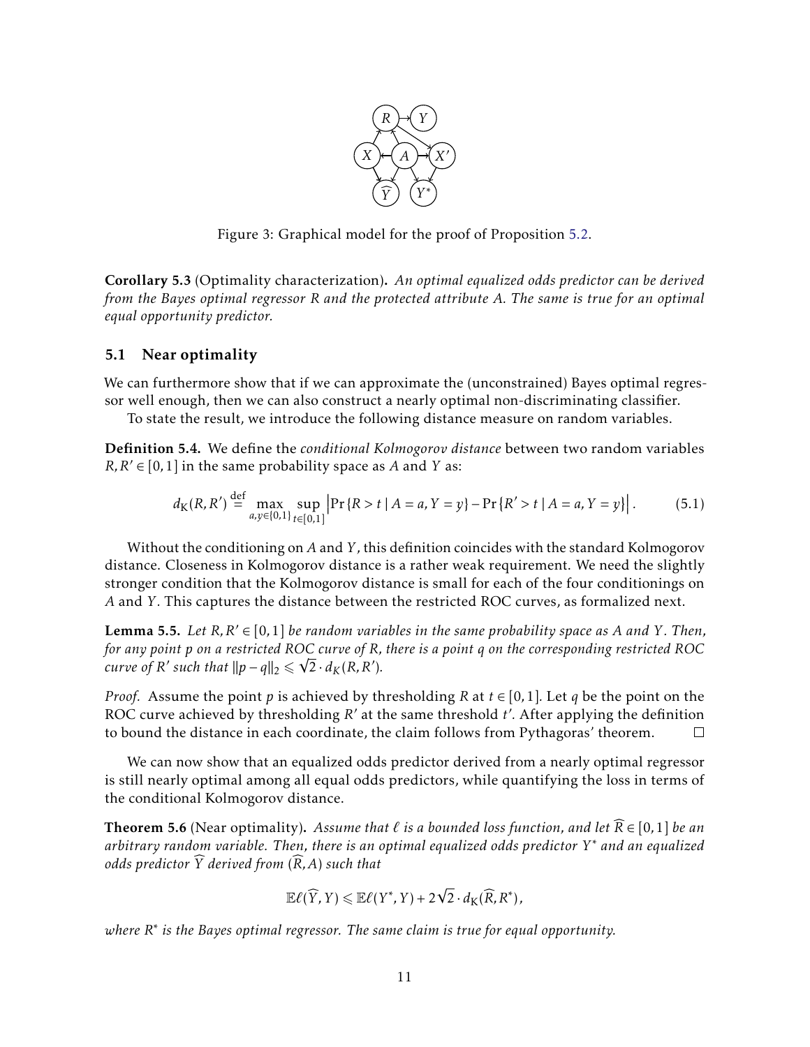Figure 3: Graphical model for the proof of Proposition 5.2.

**Corollary 5.3** (Optimality characterization)**.** *An optimal equalized odds predictor can be derived from the Bayes optimal regressor $R$ and the protected attribute $A$. The same is true for an optimal equal opportunity predictor.*

## 5.1 Near optimality

We can furthermore show that if we can approximate the (unconstrained) Bayes optimal regressor well enough, then we can also construct a nearly optimal non-discriminating classifier.

To state the result, we introduce the following distance measure on random variables.

**Definition 5.4.** We define the *conditional Kolmogorov distance* between two random variables $R, R' \in [0,1]$ in the same probability space as $A$ and $Y$ as:

$$d_{\mathrm{K}}(R, R') \stackrel{\text{def}}{=} \max_{a,y \in \{0,1\}} \sup_{t \in [0,1]} \left| \Pr\{R > t \mid A = a, Y = y\} - \Pr\{R' > t \mid A = a, Y = y\} \right|. \tag{5.1}$$

Without the conditioning on $A$ and $Y$, this definition coincides with the standard Kolmogorov distance. Closeness in Kolmogorov distance is a rather weak requirement. We need the slightly stronger condition that the Kolmogorov distance is small for each of the four conditionings on $A$ and $Y$. This captures the distance between the restricted ROC curves, as formalized next.

**Lemma 5.5.** *Let $R, R' \in [0,1]$ be random variables in the same probability space as $A$ and $Y$. Then, for any point $p$ on a restricted ROC curve of $R$, there is a point $q$ on the corresponding restricted ROC curve of $R'$ such that $\|p - q\|_2 \leqslant \sqrt{2} \cdot d_K(R, R')$.*

*Proof.* Assume the point $p$ is achieved by thresholding $R$ at $t \in [0,1]$. Let $q$ be the point on the ROC curve achieved by thresholding $R'$ at the same threshold $t'$. After applying the definition to bound the distance in each coordinate, the claim follows from Pythagoras' theorem. □

We can now show that an equalized odds predictor derived from a nearly optimal regressor is still nearly optimal among all equal odds predictors, while quantifying the loss in terms of the conditional Kolmogorov distance.

**Theorem 5.6** (Near optimality)**.** *Assume that $\ell$ is a bounded loss function, and let $\widehat{R} \in [0,1]$ be an arbitrary random variable. Then, there is an optimal equalized odds predictor $Y^*$ and an equalized odds predictor $\widehat{Y}$ derived from $(\widehat{R}, A)$ such that*

$$\mathbb{E}\ell(\widehat{Y}, Y) \leqslant \mathbb{E}\ell(Y^*, Y) + 2\sqrt{2} \cdot d_{\mathrm{K}}(\widehat{R}, R^*),$$

*where $R^*$ is the Bayes optimal regressor. The same claim is true for equal opportunity.*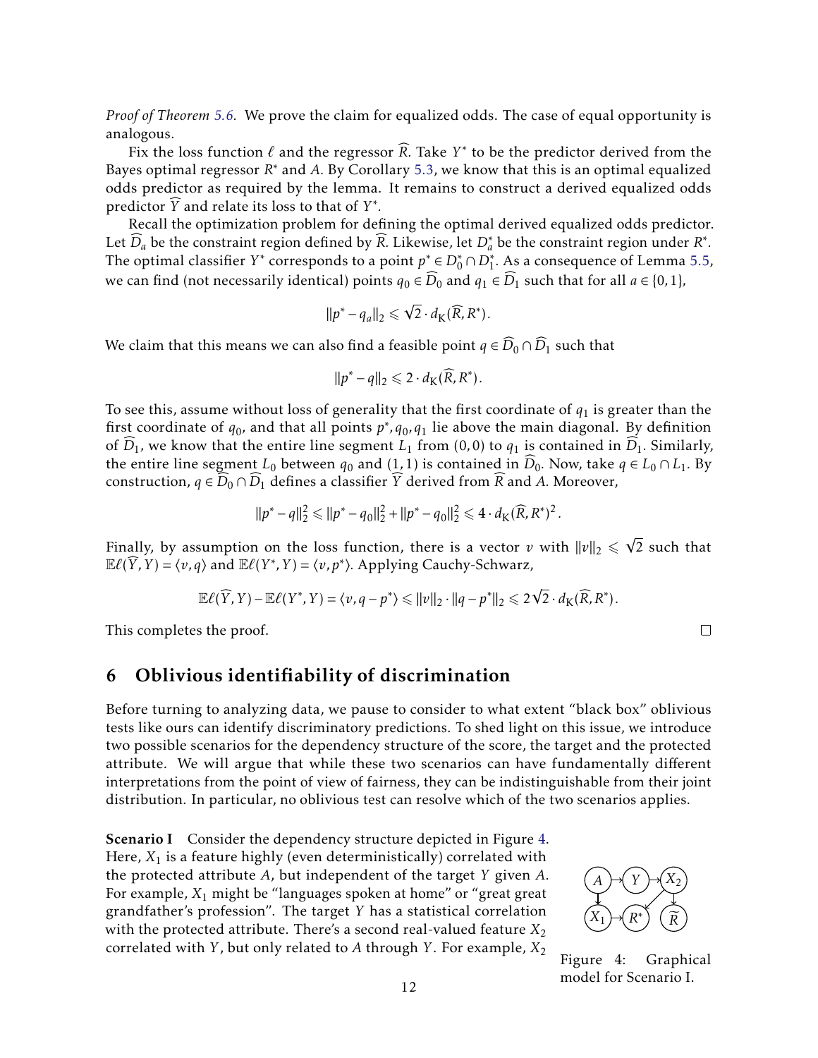*Proof of Theorem 5.6.* We prove the claim for equalized odds. The case of equal opportunity is analogous.

Fix the loss function $\ell$ and the regressor $\widehat{R}$. Take $Y^*$ to be the predictor derived from the Bayes optimal regressor $R^*$ and $A$. By Corollary 5.3, we know that this is an optimal equalized odds predictor as required by the lemma. It remains to construct a derived equalized odds predictor $\widehat{Y}$ and relate its loss to that of $Y^*$.

Recall the optimization problem for defining the optimal derived equalized odds predictor. Let $\widehat{D}_a$ be the constraint region defined by $\widehat{R}$. Likewise, let $D_a^*$ be the constraint region under $R^*$. The optimal classifier $Y^*$ corresponds to a point $p^* \in D_0^* \cap D_1^*$. As a consequence of Lemma 5.5, we can find (not necessarily identical) points $q_0 \in \widehat{D}_0$ and $q_1 \in \widehat{D}_1$ such that for all $a \in \{0,1\}$,

$$\|p^* - q_a\|_2 \leqslant \sqrt{2} \cdot d_{\mathrm{K}}(\widehat{R}, R^*).$$

We claim that this means we can also find a feasible point $q \in \widehat{D}_0 \cap \widehat{D}_1$ such that

$$\|p^* - q\|_2 \leqslant 2 \cdot d_{\mathrm{K}}(\widehat{R}, R^*).$$

To see this, assume without loss of generality that the first coordinate of $q_1$ is greater than the first coordinate of $q_0$, and that all points $p^*, q_0, q_1$ lie above the main diagonal. By definition of $\widehat{D}_1$, we know that the entire line segment $L_1$ from $(0,0)$ to $q_1$ is contained in $\widehat{D}_1$. Similarly, the entire line segment $L_0$ between $q_0$ and $(1,1)$ is contained in $\widehat{D}_0$. Now, take $q \in L_0 \cap L_1$. By construction, $q \in \widehat{D}_0 \cap \widehat{D}_1$ defines a classifier $\widehat{Y}$ derived from $\widehat{R}$ and $A$. Moreover,

$$\|p^* - q\|_2^2 \leqslant \|p^* - q_0\|_2^2 + \|p^* - q_0\|_2^2 \leqslant 4 \cdot d_{\mathrm{K}}(\widehat{R}, R^*)^2.$$

Finally, by assumption on the loss function, there is a vector $v$ with $\|v\|_2 \leqslant \sqrt{2}$ such that $\mathbb{E}\ell(\widehat{Y}, Y) = \langle v, q \rangle$ and $\mathbb{E}\ell(Y^*, Y) = \langle v, p^* \rangle$. Applying Cauchy-Schwarz,

$$\mathbb{E}\ell(\widehat{Y}, Y) - \mathbb{E}\ell(Y^*, Y) = \langle v, q - p^* \rangle \leqslant \|v\|_2 \cdot \|q - p^*\|_2 \leqslant 2\sqrt{2} \cdot d_{\mathrm{K}}(\widehat{R}, R^*).$$

This completes the proof. □

## 6 Oblivious identifiability of discrimination

Before turning to analyzing data, we pause to consider to what extent "black box" oblivious tests like ours can identify discriminatory predictions. To shed light on this issue, we introduce two possible scenarios for the dependency structure of the score, the target and the protected attribute. We will argue that while these two scenarios can have fundamentally different interpretations from the point of view of fairness, they can be indistinguishable from their joint distribution. In particular, no oblivious test can resolve which of the two scenarios applies.

**Scenario I** Consider the dependency structure depicted in Figure 4. Here, $X_1$ is a feature highly (even deterministically) correlated with the protected attribute $A$, but independent of the target $Y$ given $A$. For example, $X_1$ might be "languages spoken at home" or "great great grandfather's profession". The target $Y$ has a statistical correlation with the protected attribute. There's a second real-valued feature $X_2$ correlated with $Y$, but only related to $A$ through $Y$. For example, $X_2$

Figure 4: Graphical model for Scenario I.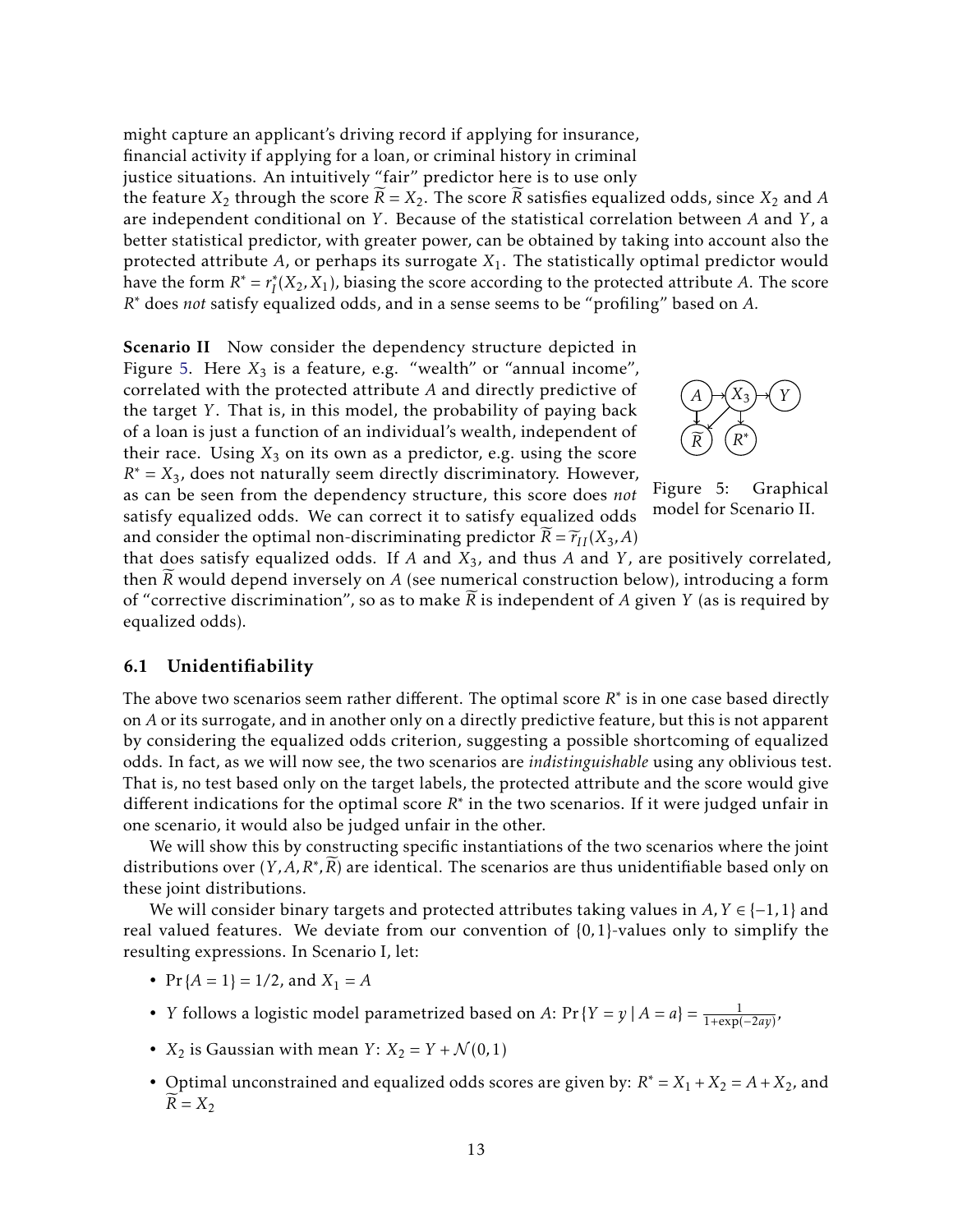might capture an applicant's driving record if applying for insurance, financial activity if applying for a loan, or criminal history in criminal justice situations. An intuitively "fair" predictor here is to use only the feature $X_2$ through the score $\widetilde{R} = X_2$. The score $\widetilde{R}$ satisfies equalized odds, since $X_2$ and $A$ are independent conditional on $Y$. Because of the statistical correlation between $A$ and $Y$, a better statistical predictor, with greater power, can be obtained by taking into account also the protected attribute $A$, or perhaps its surrogate $X_1$. The statistically optimal predictor would have the form $R^* = r_I^*(X_2, X_1)$, biasing the score according to the protected attribute $A$. The score $R^*$ does *not* satisfy equalized odds, and in a sense seems to be "profiling" based on $A$.

**Scenario II** Now consider the dependency structure depicted in Figure 5. Here $X_3$ is a feature, e.g. "wealth" or "annual income", correlated with the protected attribute $A$ and directly predictive of the target $Y$. That is, in this model, the probability of paying back of a loan is just a function of an individual's wealth, independent of their race. Using $X_3$ on its own as a predictor, e.g. using the score $R^* = X_3$, does not naturally seem directly discriminatory. However, as can be seen from the dependency structure, this score does *not* satisfy equalized odds. We can correct it to satisfy equalized odds and consider the optimal non-discriminating predictor $\widetilde{R} = \widetilde{r}_{II}(X_3, A)$ that does satisfy equalized odds. If $A$ and $X_3$, and thus $A$ and $Y$, are positively correlated, then $\widetilde{R}$ would depend inversely on $A$ (see numerical construction below), introducing a form of "corrective discrimination", so as to make $\widetilde{R}$ is independent of $A$ given $Y$ (as is required by equalized odds).

Figure 5: Graphical model for Scenario II.

## 6.1 Unidentifiability

The above two scenarios seem rather different. The optimal score $R^*$ is in one case based directly on $A$ or its surrogate, and in another only on a directly predictive feature, but this is not apparent by considering the equalized odds criterion, suggesting a possible shortcoming of equalized odds. In fact, as we will now see, the two scenarios are *indistinguishable* using any oblivious test. That is, no test based only on the target labels, the protected attribute and the score would give different indications for the optimal score $R^*$ in the two scenarios. If it were judged unfair in one scenario, it would also be judged unfair in the other.

We will show this by constructing specific instantiations of the two scenarios where the joint distributions over $(Y, A, R^*, \widetilde{R})$ are identical. The scenarios are thus unidentifiable based only on these joint distributions.

We will consider binary targets and protected attributes taking values in $A, Y \in \{-1, 1\}$ and real valued features. We deviate from our convention of $\{0,1\}$-values only to simplify the resulting expressions. In Scenario I, let:

- $\Pr\{A = 1\} = 1/2$, and $X_1 = A$
- $Y$ follows a logistic model parametrized based on $A$: $\Pr\{Y = y \mid A = a\} = \frac{1}{1+\exp(-2ay)}$,
- $X_2$ is Gaussian with mean $Y$: $X_2 = Y + \mathcal{N}(0,1)$
- Optimal unconstrained and equalized odds scores are given by: $R^* = X_1 + X_2 = A + X_2$, and $\widetilde{R} = X_2$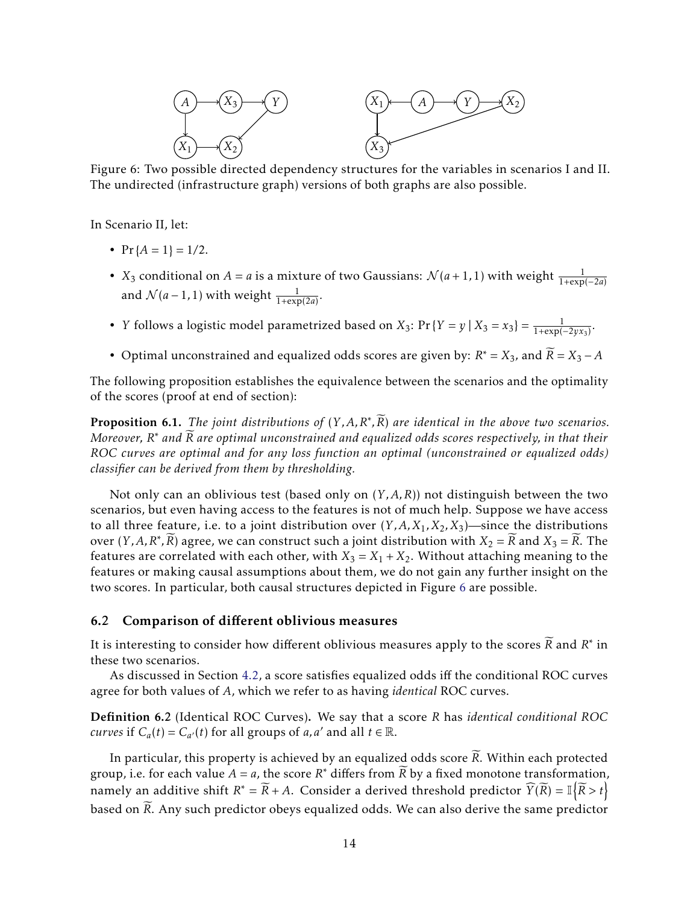Figure 6: Two possible directed dependency structures for the variables in scenarios I and II. The undirected (infrastructure graph) versions of both graphs are also possible.

In Scenario II, let:

- $\Pr\{A = 1\} = 1/2$.
- $X_3$ conditional on $A = a$ is a mixture of two Gaussians: $\mathcal{N}(a+1, 1)$ with weight $\frac{1}{1+\exp(-2a)}$ and $\mathcal{N}(a-1, 1)$ with weight $\frac{1}{1+\exp(2a)}$.
- $Y$ follows a logistic model parametrized based on $X_3$: $\Pr\{Y = y \mid X_3 = x_3\} = \frac{1}{1+\exp(-2yx_3)}$.
- Optimal unconstrained and equalized odds scores are given by: $R^* = X_3$, and $\widetilde{R} = X_3 - A$

The following proposition establishes the equivalence between the scenarios and the optimality of the scores (proof at end of section):

**Proposition 6.1.** *The joint distributions of $(Y, A, R^*, \widetilde{R})$ are identical in the above two scenarios. Moreover, $R^*$ and $\widetilde{R}$ are optimal unconstrained and equalized odds scores respectively, in that their ROC curves are optimal and for any loss function an optimal (unconstrained or equalized odds) classifier can be derived from them by thresholding.*

Not only can an oblivious test (based only on $(Y, A, R)$) not distinguish between the two scenarios, but even having access to the features is not of much help. Suppose we have access to all three feature, i.e. to a joint distribution over $(Y, A, X_1, X_2, X_3)$—since the distributions over $(Y, A, R^*, \widetilde{R})$ agree, we can construct such a joint distribution with $X_2 = \widetilde{R}$ and $X_3 = \widetilde{R}$. The features are correlated with each other, with $X_3 = X_1 + X_2$. Without attaching meaning to the features or making causal assumptions about them, we do not gain any further insight on the two scores. In particular, both causal structures depicted in Figure 6 are possible.

## 6.2 Comparison of different oblivious measures

It is interesting to consider how different oblivious measures apply to the scores $\widetilde{R}$ and $R^*$ in these two scenarios.

As discussed in Section 4.2, a score satisfies equalized odds iff the conditional ROC curves agree for both values of $A$, which we refer to as having *identical* ROC curves.

**Definition 6.2** (Identical ROC Curves)**.** We say that a score $R$ has *identical conditional ROC curves* if $C_a(t) = C_{a'}(t)$ for all groups of $a, a'$ and all $t \in \mathbb{R}$.

In particular, this property is achieved by an equalized odds score $\widetilde{R}$. Within each protected group, i.e. for each value $A = a$, the score $R^*$ differs from $\widetilde{R}$ by a fixed monotone transformation, namely an additive shift $R^* = \widetilde{R} + A$. Consider a derived threshold predictor $\widehat{Y}(\widetilde{R}) = \mathbb{I}\left\{\widetilde{R} > t\right\}$ based on $\widetilde{R}$. Any such predictor obeys equalized odds. We can also derive the same predictor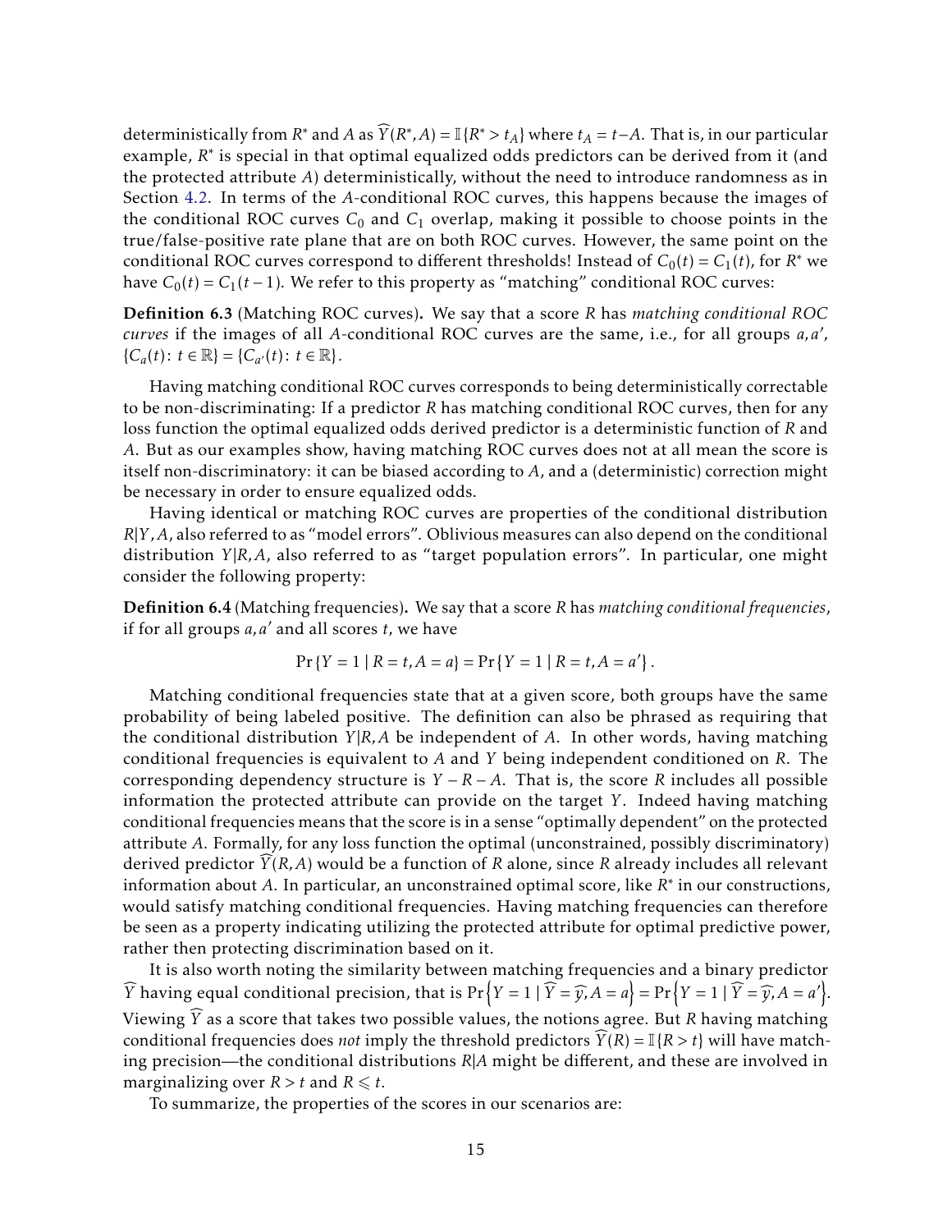deterministically from $R^*$ and $A$ as $\widehat{Y}(R^*, A) = \mathbb{I}\{R^* > t_A\}$ where $t_A = t - A$. That is, in our particular example, $R^*$ is special in that optimal equalized odds predictors can be derived from it (and the protected attribute $A$) deterministically, without the need to introduce randomness as in Section 4.2. In terms of the $A$-conditional ROC curves, this happens because the images of the conditional ROC curves $C_0$ and $C_1$ overlap, making it possible to choose points in the true/false-positive rate plane that are on both ROC curves. However, the same point on the conditional ROC curves correspond to different thresholds! Instead of $C_0(t) = C_1(t)$, for $R^*$ we have $C_0(t) = C_1(t-1)$. We refer to this property as "matching" conditional ROC curves:

**Definition 6.3** (Matching ROC curves)**.** We say that a score $R$ has *matching conditional ROC curves* if the images of all $A$-conditional ROC curves are the same, i.e., for all groups $a, a'$, $\{C_a(t) \colon t \in \mathbb{R}\} = \{C_{a'}(t) \colon t \in \mathbb{R}\}$.

Having matching conditional ROC curves corresponds to being deterministically correctable to be non-discriminating: If a predictor $R$ has matching conditional ROC curves, then for any loss function the optimal equalized odds derived predictor is a deterministic function of $R$ and $A$. But as our examples show, having matching ROC curves does not at all mean the score is itself non-discriminatory: it can be biased according to $A$, and a (deterministic) correction might be necessary in order to ensure equalized odds.

Having identical or matching ROC curves are properties of the conditional distribution $R|Y, A$, also referred to as "model errors". Oblivious measures can also depend on the conditional distribution $Y|R, A$, also referred to as "target population errors". In particular, one might consider the following property:

**Definition 6.4** (Matching frequencies)**.** We say that a score $R$ has *matching conditional frequencies*, if for all groups $a, a'$ and all scores $t$, we have

$$\Pr\{Y = 1 \mid R = t, A = a\} = \Pr\{Y = 1 \mid R = t, A = a'\}.$$

Matching conditional frequencies state that at a given score, both groups have the same probability of being labeled positive. The definition can also be phrased as requiring that the conditional distribution $Y|R, A$ be independent of $A$. In other words, having matching conditional frequencies is equivalent to $A$ and $Y$ being independent conditioned on $R$. The corresponding dependency structure is $Y - R - A$. That is, the score $R$ includes all possible information the protected attribute can provide on the target $Y$. Indeed having matching conditional frequencies means that the score is in a sense "optimally dependent" on the protected attribute $A$. Formally, for any loss function the optimal (unconstrained, possibly discriminatory) derived predictor $\widehat{Y}(R, A)$ would be a function of $R$ alone, since $R$ already includes all relevant information about $A$. In particular, an unconstrained optimal score, like $R^*$ in our constructions, would satisfy matching conditional frequencies. Having matching frequencies can therefore be seen as a property indicating utilizing the protected attribute for optimal predictive power, rather then protecting discrimination based on it.

It is also worth noting the similarity between matching frequencies and a binary predictor $\widehat{Y}$ having equal conditional precision, that is $\Pr\left\{Y = 1 \mid \widehat{Y} = \widehat{y}, A = a\right\} = \Pr\left\{Y = 1 \mid \widehat{Y} = \widehat{y}, A = a'\right\}$. Viewing $\widehat{Y}$ as a score that takes two possible values, the notions agree. But $R$ having matching conditional frequencies does *not* imply the threshold predictors $\widehat{Y}(R) = \mathbb{I}\{R > t\}$ will have matching precision—the conditional distributions $R|A$ might be different, and these are involved in marginalizing over $R > t$ and $R \leqslant t$.

To summarize, the properties of the scores in our scenarios are: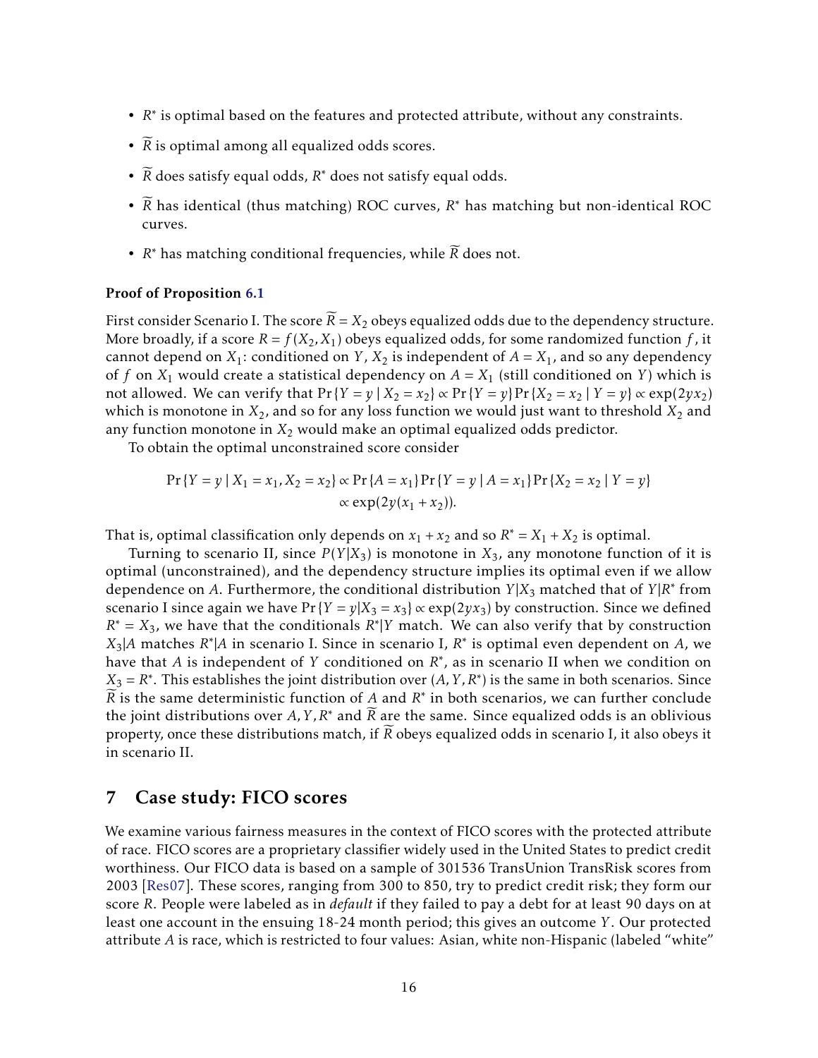- $R^*$ is optimal based on the features and protected attribute, without any constraints.
- $\widetilde{R}$ is optimal among all equalized odds scores.
- $\widetilde{R}$ does satisfy equal odds, $R^*$ does not satisfy equal odds.
- $\widetilde{R}$ has identical (thus matching) ROC curves, $R^*$ has matching but non-identical ROC curves.
- $R^*$ has matching conditional frequencies, while $\widetilde{R}$ does not.

**Proof of Proposition 6.1**

First consider Scenario I. The score $\widetilde{R} = X_2$ obeys equalized odds due to the dependency structure. More broadly, if a score $R = f(X_2, X_1)$ obeys equalized odds, for some randomized function $f$, it cannot depend on $X_1$: conditioned on $Y$, $X_2$ is independent of $A = X_1$, and so any dependency of $f$ on $X_1$ would create a statistical dependency on $A = X_1$ (still conditioned on $Y$) which is not allowed. We can verify that $\Pr\{Y = y \mid X_2 = x_2\} \propto \Pr\{Y = y\}\Pr\{X_2 = x_2 \mid Y = y\} \propto \exp(2yx_2)$ which is monotone in $X_2$, and so for any loss function we would just want to threshold $X_2$ and any function monotone in $X_2$ would make an optimal equalized odds predictor.

To obtain the optimal unconstrained score consider

$$
\begin{aligned}
\Pr\{Y = y \mid X_1 = x_1, X_2 = x_2\} &\propto \Pr\{A = x_1\}\Pr\{Y = y \mid A = x_1\}\Pr\{X_2 = x_2 \mid Y = y\} \\
&\propto \exp(2y(x_1 + x_2)).
\end{aligned}
$$

That is, optimal classification only depends on $x_1 + x_2$ and so $R^* = X_1 + X_2$ is optimal.

Turning to scenario II, since $P(Y|X_3)$ is monotone in $X_3$, any monotone function of it is optimal (unconstrained), and the dependency structure implies its optimal even if we allow dependence on $A$. Furthermore, the conditional distribution $Y|X_3$ matched that of $Y|R^*$ from scenario I since again we have $\Pr\{Y = y|X_3 = x_3\} \propto \exp(2yx_3)$ by construction. Since we defined $R^* = X_3$, we have that the conditionals $R^*|Y$ match. We can also verify that by construction $X_3|A$ matches $R^*|A$ in scenario I. Since in scenario I, $R^*$ is optimal even dependent on $A$, we have that $A$ is independent of $Y$ conditioned on $R^*$, as in scenario II when we condition on $X_3 = R^*$. This establishes the joint distribution over $(A, Y, R^*)$ is the same in both scenarios. Since $\widetilde{R}$ is the same deterministic function of $A$ and $R^*$ in both scenarios, we can further conclude the joint distributions over $A, Y, R^*$ and $\widetilde{R}$ are the same. Since equalized odds is an oblivious property, once these distributions match, if $\widetilde{R}$ obeys equalized odds in scenario I, it also obeys it in scenario II.

## 7 Case study: FICO scores

We examine various fairness measures in the context of FICO scores with the protected attribute of race. FICO scores are a proprietary classifier widely used in the United States to predict credit worthiness. Our FICO data is based on a sample of 301536 TransUnion TransRisk scores from 2003 [Res07]. These scores, ranging from 300 to 850, try to predict credit risk; they form our score $R$. People were labeled as in *default* if they failed to pay a debt for at least 90 days on at least one account in the ensuing 18-24 month period; this gives an outcome $Y$. Our protected attribute $A$ is race, which is restricted to four values: Asian, white non-Hispanic (labeled "white"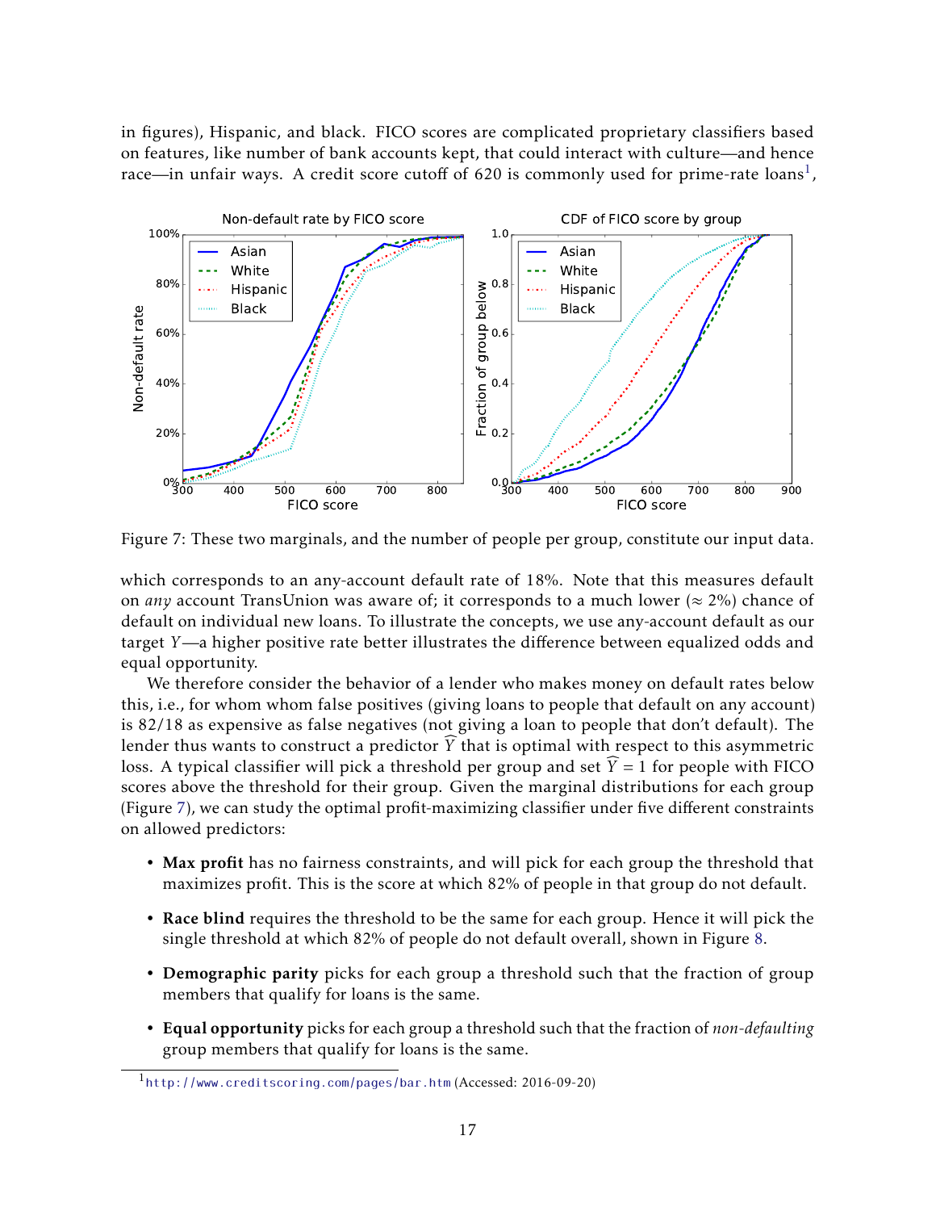in figures), Hispanic, and black. FICO scores are complicated proprietary classifiers based on features, like number of bank accounts kept, that could interact with culture—and hence race—in unfair ways. A credit score cutoff of 620 is commonly used for prime-rate loans[1],

Figure 7: These two marginals, and the number of people per group, constitute our input data.

which corresponds to an any-account default rate of 18%. Note that this measures default on *any* account TransUnion was aware of; it corresponds to a much lower ($\approx 2\%$) chance of default on individual new loans. To illustrate the concepts, we use any-account default as our target $Y$—a higher positive rate better illustrates the difference between equalized odds and equal opportunity.

We therefore consider the behavior of a lender who makes money on default rates below this, i.e., for whom whom false positives (giving loans to people that default on any account) is 82/18 as expensive as false negatives (not giving a loan to people that don't default). The lender thus wants to construct a predictor $\widehat{Y}$ that is optimal with respect to this asymmetric loss. A typical classifier will pick a threshold per group and set $\widehat{Y} = 1$ for people with FICO scores above the threshold for their group. Given the marginal distributions for each group (Figure 7), we can study the optimal profit-maximizing classifier under five different constraints on allowed predictors:

- **Max profit** has no fairness constraints, and will pick for each group the threshold that maximizes profit. This is the score at which 82% of people in that group do not default.
- **Race blind** requires the threshold to be the same for each group. Hence it will pick the single threshold at which 82% of people do not default overall, shown in Figure 8.
- **Demographic parity** picks for each group a threshold such that the fraction of group members that qualify for loans is the same.
- **Equal opportunity** picks for each group a threshold such that the fraction of *non-defaulting* group members that qualify for loans is the same.

[1] http://www.creditscoring.com/pages/bar.htm (Accessed: 2016-09-20)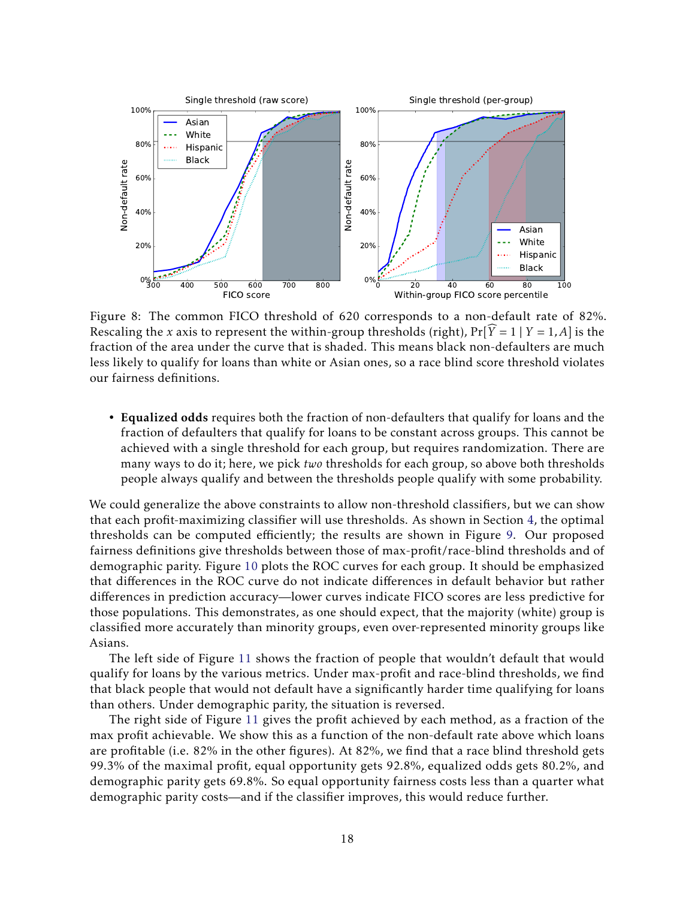Figure 8: The common FICO threshold of 620 corresponds to a non-default rate of 82%. Rescaling the $x$ axis to represent the within-group thresholds (right), $\Pr[\widehat{Y} = 1 \mid Y = 1, A]$ is the fraction of the area under the curve that is shaded. This means black non-defaulters are much less likely to qualify for loans than white or Asian ones, so a race blind score threshold violates our fairness definitions.

- **Equalized odds** requires both the fraction of non-defaulters that qualify for loans and the fraction of defaulters that qualify for loans to be constant across groups. This cannot be achieved with a single threshold for each group, but requires randomization. There are many ways to do it; here, we pick *two* thresholds for each group, so above both thresholds people always qualify and between the thresholds people qualify with some probability.

We could generalize the above constraints to allow non-threshold classifiers, but we can show that each profit-maximizing classifier will use thresholds. As shown in Section 4, the optimal thresholds can be computed efficiently; the results are shown in Figure 9. Our proposed fairness definitions give thresholds between those of max-profit/race-blind thresholds and of demographic parity. Figure 10 plots the ROC curves for each group. It should be emphasized that differences in the ROC curve do not indicate differences in default behavior but rather differences in prediction accuracy—lower curves indicate FICO scores are less predictive for those populations. This demonstrates, as one should expect, that the majority (white) group is classified more accurately than minority groups, even over-represented minority groups like Asians.

The left side of Figure 11 shows the fraction of people that wouldn't default that would qualify for loans by the various metrics. Under max-profit and race-blind thresholds, we find that black people that would not default have a significantly harder time qualifying for loans than others. Under demographic parity, the situation is reversed.

The right side of Figure 11 gives the profit achieved by each method, as a fraction of the max profit achievable. We show this as a function of the non-default rate above which loans are profitable (i.e. 82% in the other figures). At 82%, we find that a race blind threshold gets 99.3% of the maximal profit, equal opportunity gets 92.8%, equalized odds gets 80.2%, and demographic parity gets 69.8%. So equal opportunity fairness costs less than a quarter what demographic parity costs—and if the classifier improves, this would reduce further.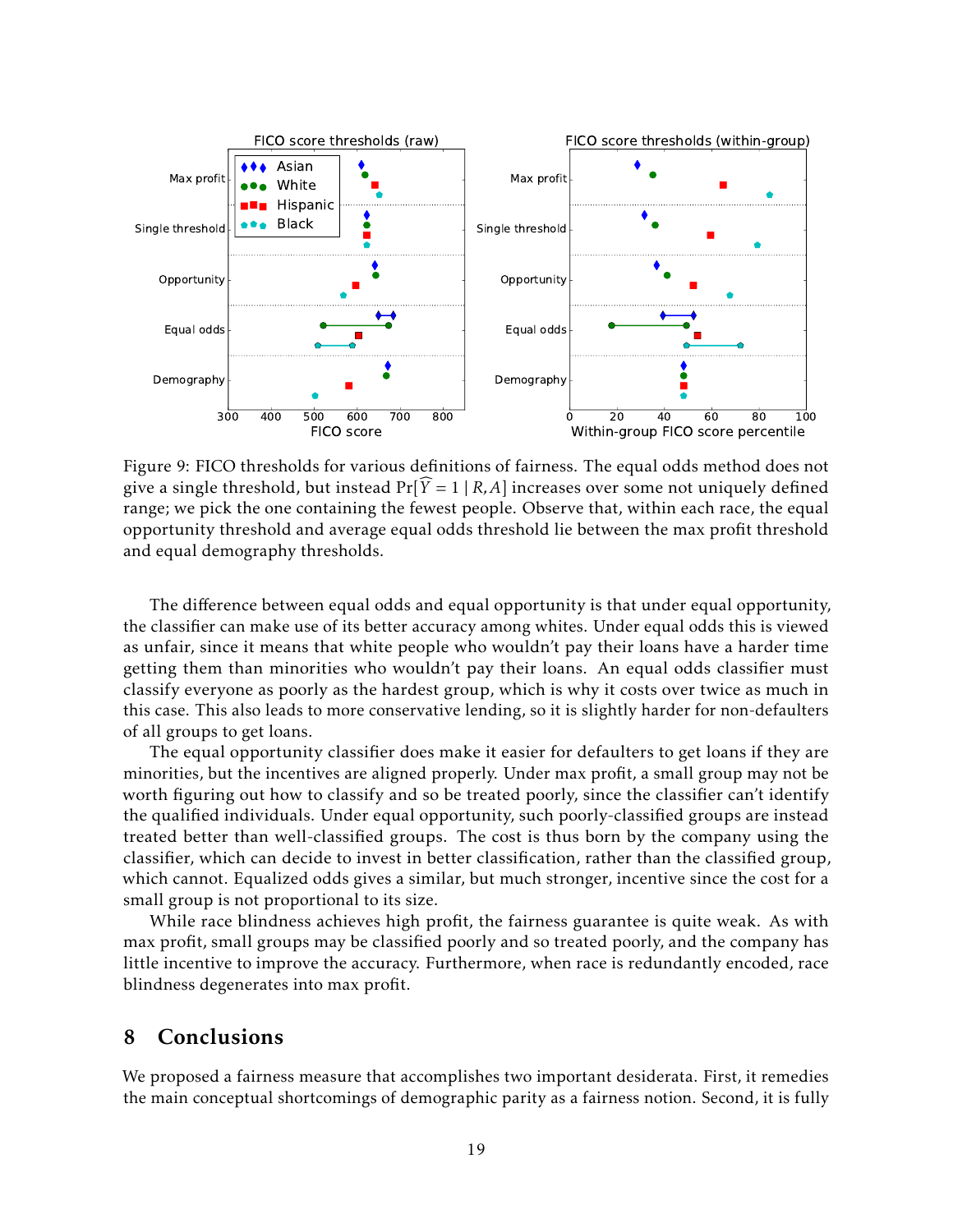Figure 9: FICO thresholds for various definitions of fairness. The equal odds method does not give a single threshold, but instead $\Pr[\widehat{Y} = 1 \mid R, A]$ increases over some not uniquely defined range; we pick the one containing the fewest people. Observe that, within each race, the equal opportunity threshold and average equal odds threshold lie between the max profit threshold and equal demography thresholds.

The difference between equal odds and equal opportunity is that under equal opportunity, the classifier can make use of its better accuracy among whites. Under equal odds this is viewed as unfair, since it means that white people who wouldn't pay their loans have a harder time getting them than minorities who wouldn't pay their loans. An equal odds classifier must classify everyone as poorly as the hardest group, which is why it costs over twice as much in this case. This also leads to more conservative lending, so it is slightly harder for non-defaulters of all groups to get loans.

The equal opportunity classifier does make it easier for defaulters to get loans if they are minorities, but the incentives are aligned properly. Under max profit, a small group may not be worth figuring out how to classify and so be treated poorly, since the classifier can't identify the qualified individuals. Under equal opportunity, such poorly-classified groups are instead treated better than well-classified groups. The cost is thus born by the company using the classifier, which can decide to invest in better classification, rather than the classified group, which cannot. Equalized odds gives a similar, but much stronger, incentive since the cost for a small group is not proportional to its size.

While race blindness achieves high profit, the fairness guarantee is quite weak. As with max profit, small groups may be classified poorly and so treated poorly, and the company has little incentive to improve the accuracy. Furthermore, when race is redundantly encoded, race blindness degenerates into max profit.

# 8 Conclusions

We proposed a fairness measure that accomplishes two important desiderata. First, it remedies the main conceptual shortcomings of demographic parity as a fairness notion. Second, it is fully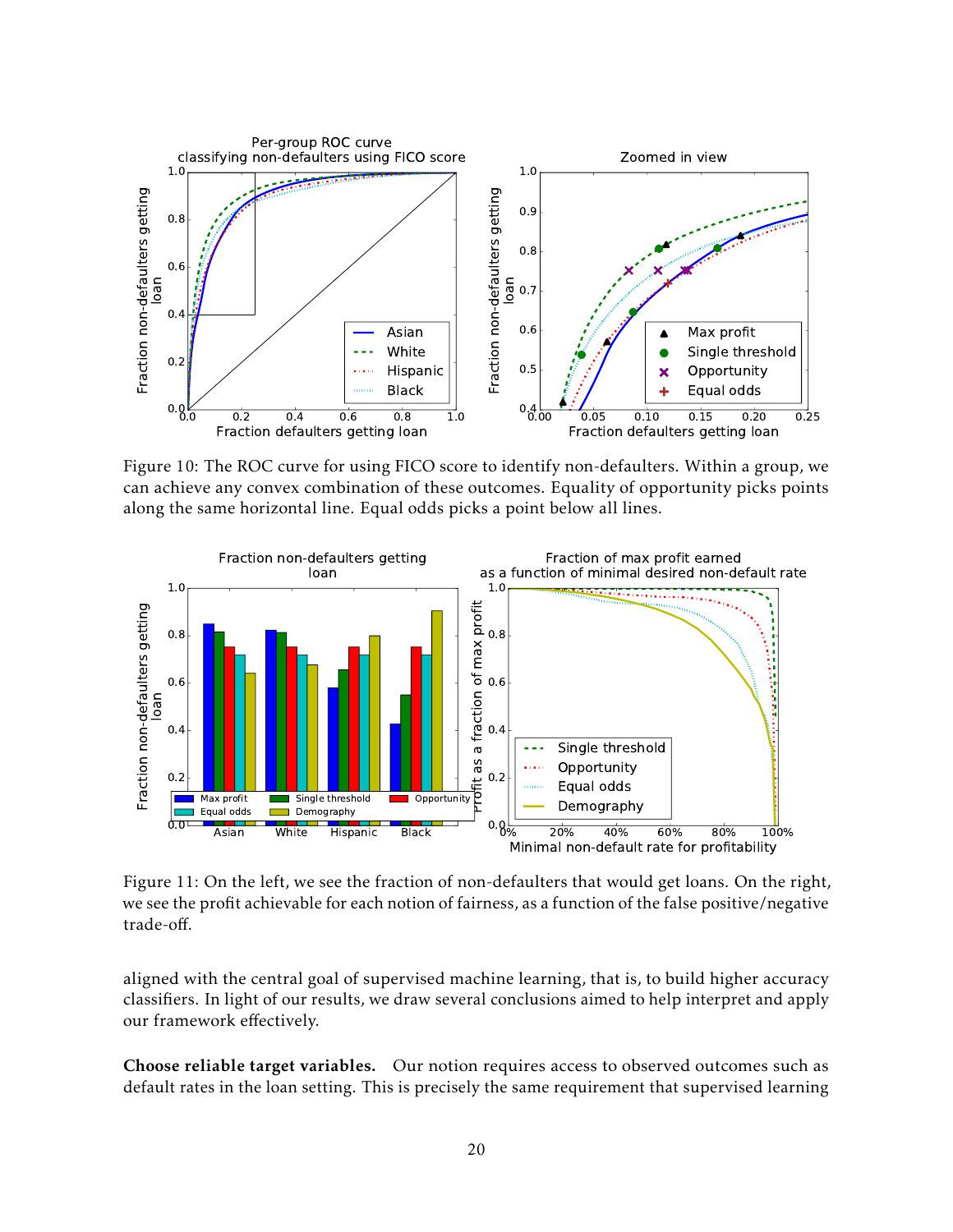Figure 10: The ROC curve for using FICO score to identify non-defaulters. Within a group, we can achieve any convex combination of these outcomes. Equality of opportunity picks points along the same horizontal line. Equal odds picks a point below all lines.

Figure 11: On the left, we see the fraction of non-defaulters that would get loans. On the right, we see the profit achievable for each notion of fairness, as a function of the false positive/negative trade-off.

aligned with the central goal of supervised machine learning, that is, to build higher accuracy classifiers. In light of our results, we draw several conclusions aimed to help interpret and apply our framework effectively.

**Choose reliable target variables.** Our notion requires access to observed outcomes such as default rates in the loan setting. This is precisely the same requirement that supervised learning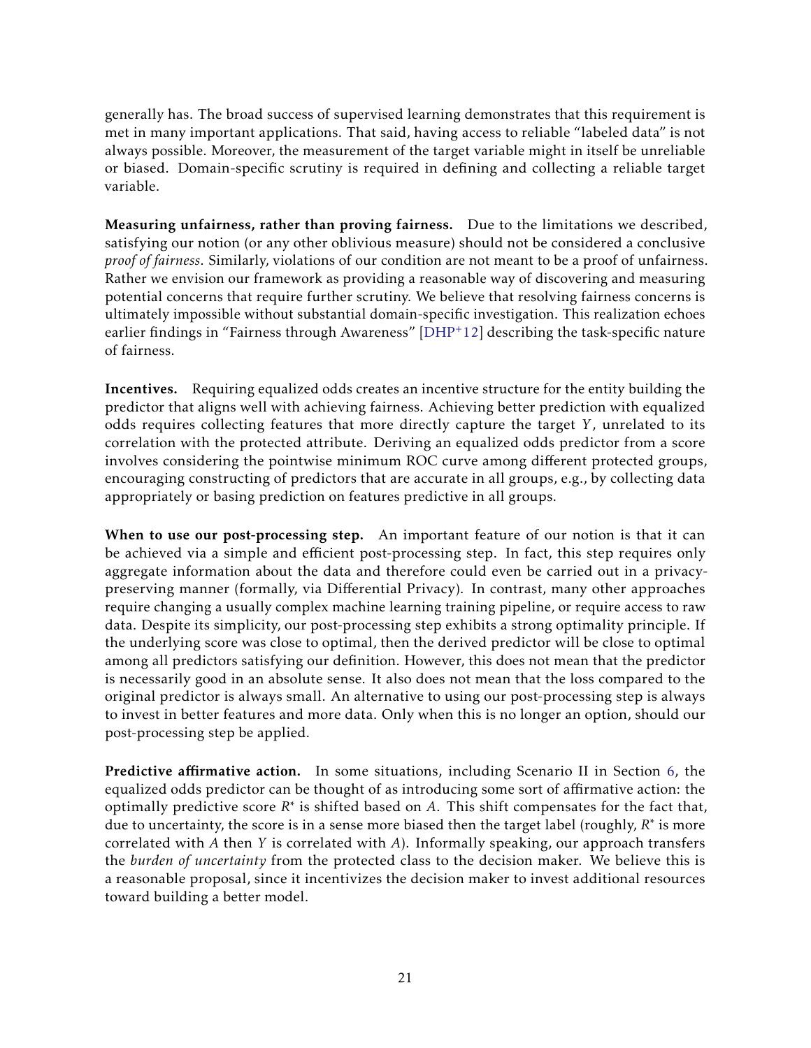generally has. The broad success of supervised learning demonstrates that this requirement is met in many important applications. That said, having access to reliable "labeled data" is not always possible. Moreover, the measurement of the target variable might in itself be unreliable or biased. Domain-specific scrutiny is required in defining and collecting a reliable target variable.

**Measuring unfairness, rather than proving fairness.** Due to the limitations we described, satisfying our notion (or any other oblivious measure) should not be considered a conclusive *proof of fairness*. Similarly, violations of our condition are not meant to be a proof of unfairness. Rather we envision our framework as providing a reasonable way of discovering and measuring potential concerns that require further scrutiny. We believe that resolving fairness concerns is ultimately impossible without substantial domain-specific investigation. This realization echoes earlier findings in "Fairness through Awareness" [DHP+12] describing the task-specific nature of fairness.

**Incentives.** Requiring equalized odds creates an incentive structure for the entity building the predictor that aligns well with achieving fairness. Achieving better prediction with equalized odds requires collecting features that more directly capture the target $Y$, unrelated to its correlation with the protected attribute. Deriving an equalized odds predictor from a score involves considering the pointwise minimum ROC curve among different protected groups, encouraging constructing of predictors that are accurate in all groups, e.g., by collecting data appropriately or basing prediction on features predictive in all groups.

**When to use our post-processing step.** An important feature of our notion is that it can be achieved via a simple and efficient post-processing step. In fact, this step requires only aggregate information about the data and therefore could even be carried out in a privacy-preserving manner (formally, via Differential Privacy). In contrast, many other approaches require changing a usually complex machine learning training pipeline, or require access to raw data. Despite its simplicity, our post-processing step exhibits a strong optimality principle. If the underlying score was close to optimal, then the derived predictor will be close to optimal among all predictors satisfying our definition. However, this does not mean that the predictor is necessarily good in an absolute sense. It also does not mean that the loss compared to the original predictor is always small. An alternative to using our post-processing step is always to invest in better features and more data. Only when this is no longer an option, should our post-processing step be applied.

**Predictive affirmative action.** In some situations, including Scenario II in Section 6, the equalized odds predictor can be thought of as introducing some sort of affirmative action: the optimally predictive score $R^*$ is shifted based on $A$. This shift compensates for the fact that, due to uncertainty, the score is in a sense more biased then the target label (roughly, $R^*$ is more correlated with $A$ then $Y$ is correlated with $A$). Informally speaking, our approach transfers the *burden of uncertainty* from the protected class to the decision maker. We believe this is a reasonable proposal, since it incentivizes the decision maker to invest additional resources toward building a better model.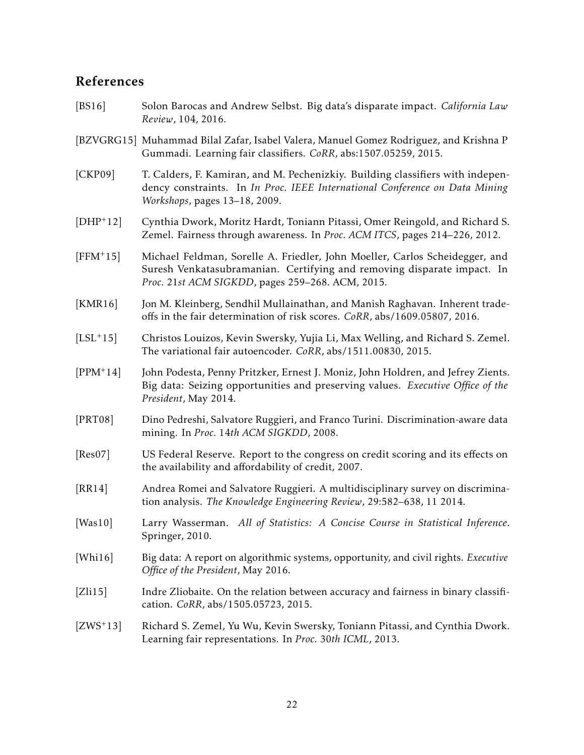## References

[BS16] Solon Barocas and Andrew Selbst. Big data's disparate impact. *California Law Review*, 104, 2016.

[BZVGRG15] Muhammad Bilal Zafar, Isabel Valera, Manuel Gomez Rodriguez, and Krishna P Gummadi. Learning fair classifiers. *CoRR*, abs:1507.05259, 2015.

[CKP09] T. Calders, F. Kamiran, and M. Pechenizkiy. Building classifiers with independency constraints. In *In Proc. IEEE International Conference on Data Mining Workshops*, pages 13–18, 2009.

[DHP+12] Cynthia Dwork, Moritz Hardt, Toniann Pitassi, Omer Reingold, and Richard S. Zemel. Fairness through awareness. In *Proc. ACM ITCS*, pages 214–226, 2012.

[FFM+15] Michael Feldman, Sorelle A. Friedler, John Moeller, Carlos Scheidegger, and Suresh Venkatasubramanian. Certifying and removing disparate impact. In *Proc. 21st ACM SIGKDD*, pages 259–268. ACM, 2015.

[KMR16] Jon M. Kleinberg, Sendhil Mullainathan, and Manish Raghavan. Inherent trade-offs in the fair determination of risk scores. *CoRR*, abs/1609.05807, 2016.

[LSL+15] Christos Louizos, Kevin Swersky, Yujia Li, Max Welling, and Richard S. Zemel. The variational fair autoencoder. *CoRR*, abs/1511.00830, 2015.

[PPM+14] John Podesta, Penny Pritzker, Ernest J. Moniz, John Holdren, and Jefrey Zients. Big data: Seizing opportunities and preserving values. *Executive Office of the President*, May 2014.

[PRT08] Dino Pedreshi, Salvatore Ruggieri, and Franco Turini. Discrimination-aware data mining. In *Proc. 14th ACM SIGKDD*, 2008.

[Res07] US Federal Reserve. Report to the congress on credit scoring and its effects on the availability and affordability of credit, 2007.

[RR14] Andrea Romei and Salvatore Ruggieri. A multidisciplinary survey on discrimination analysis. *The Knowledge Engineering Review*, 29:582–638, 11 2014.

[Was10] Larry Wasserman. *All of Statistics: A Concise Course in Statistical Inference*. Springer, 2010.

[Whi16] Big data: A report on algorithmic systems, opportunity, and civil rights. *Executive Office of the President*, May 2016.

[Zli15] Indre Zliobaite. On the relation between accuracy and fairness in binary classification. *CoRR*, abs/1505.05723, 2015.

[ZWS+13] Richard S. Zemel, Yu Wu, Kevin Swersky, Toniann Pitassi, and Cynthia Dwork. Learning fair representations. In *Proc. 30th ICML*, 2013.